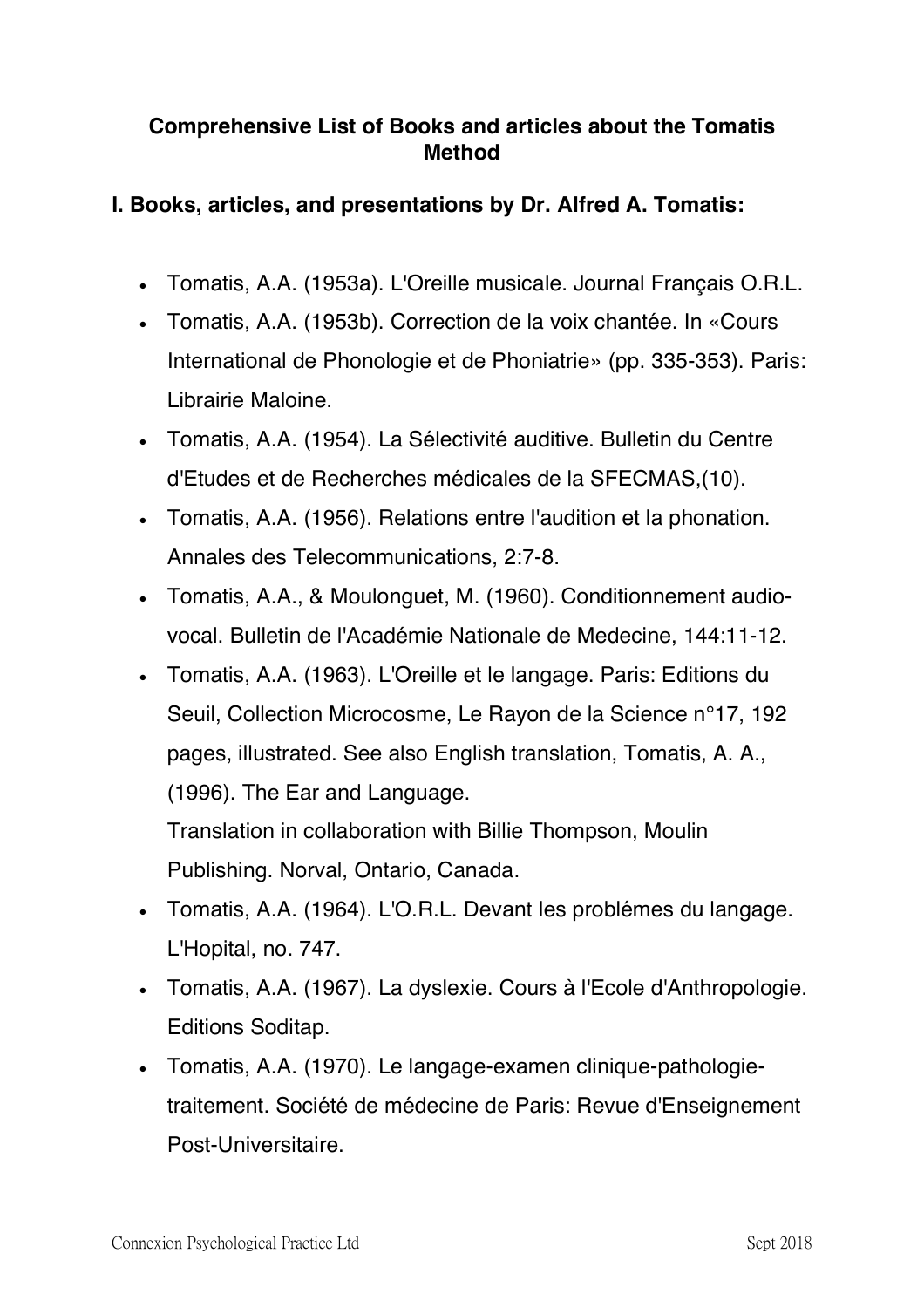# Comprehensive List of Books and articles about the Tomatis Method

## I. Books, articles, and presentations by Dr. Alfred A. Tomatis:

- Tomatis, A.A. (1953a). L'Oreille musicale. Journal Français O.R.L.
- Tomatis, A.A. (1953b). Correction de la voix chantée. In «Cours International de Phonologie et de Phoniatrie» (pp. 335-353). Paris: Librairie Maloine.
- Tomatis, A.A. (1954). La Sélectivité auditive. Bulletin du Centre d'Etudes et de Recherches médicales de la SFECMAS,(10).
- Tomatis, A.A. (1956). Relations entre l'audition et la phonation. Annales des Telecommunications, 2:7-8.
- Tomatis, A.A., & Moulonguet, M. (1960). Conditionnement audio-vocal. Bulletin de l'Académie Nationale de Medecine, 144:11-12.
- Tomatis, A.A. (1963). L'Oreille et le langage. Paris: Editions du Seuil, Collection Microcosme, Le Rayon de la Science n°17, 192 pages, illustrated. See also English translation, Tomatis, A. A., (1996). The Ear and Language.
  Translation in collaboration with Billie Thompson, Moulin Publishing. Norval, Ontario, Canada.
- Tomatis, A.A. (1964). L'O.R.L. Devant les problémes du langage. L'Hopital, no. 747.
- Tomatis, A.A. (1967). La dyslexie. Cours à l'Ecole d'Anthropologie. Editions Soditap.
- Tomatis, A.A. (1970). Le langage-examen clinique-pathologie-traitement. Société de médecine de Paris: Revue d'Enseignement Post-Universitaire.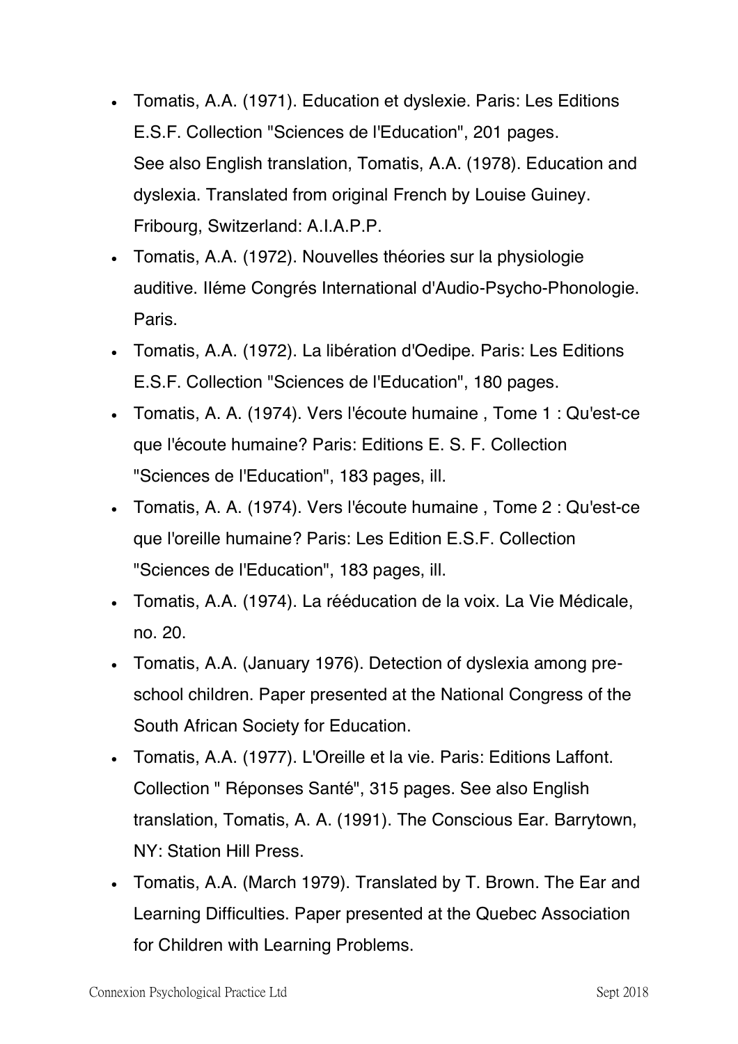- Tomatis, A.A. (1971). Education et dyslexie. Paris: Les Editions E.S.F. Collection "Sciences de l'Education", 201 pages. See also English translation, Tomatis, A.A. (1978). Education and dyslexia. Translated from original French by Louise Guiney. Fribourg, Switzerland: A.I.A.P.P.
- Tomatis, A.A. (1972). Nouvelles théories sur la physiologie auditive. IIéme Congrés International d'Audio-Psycho-Phonologie. Paris.
- Tomatis, A.A. (1972). La libération d'Oedipe. Paris: Les Editions E.S.F. Collection "Sciences de l'Education", 180 pages.
- Tomatis, A. A. (1974). Vers l'écoute humaine , Tome 1 : Qu'est-ce que l'écoute humaine? Paris: Editions E. S. F. Collection "Sciences de l'Education", 183 pages, ill.
- Tomatis, A. A. (1974). Vers l'écoute humaine , Tome 2 : Qu'est-ce que l'oreille humaine? Paris: Les Edition E.S.F. Collection "Sciences de l'Education", 183 pages, ill.
- Tomatis, A.A. (1974). La rééducation de la voix. La Vie Médicale, no. 20.
- Tomatis, A.A. (January 1976). Detection of dyslexia among pre-school children. Paper presented at the National Congress of the South African Society for Education.
- Tomatis, A.A. (1977). L'Oreille et la vie. Paris: Editions Laffont. Collection " Réponses Santé", 315 pages. See also English translation, Tomatis, A. A. (1991). The Conscious Ear. Barrytown, NY: Station Hill Press.
- Tomatis, A.A. (March 1979). Translated by T. Brown. The Ear and Learning Difficulties. Paper presented at the Quebec Association for Children with Learning Problems.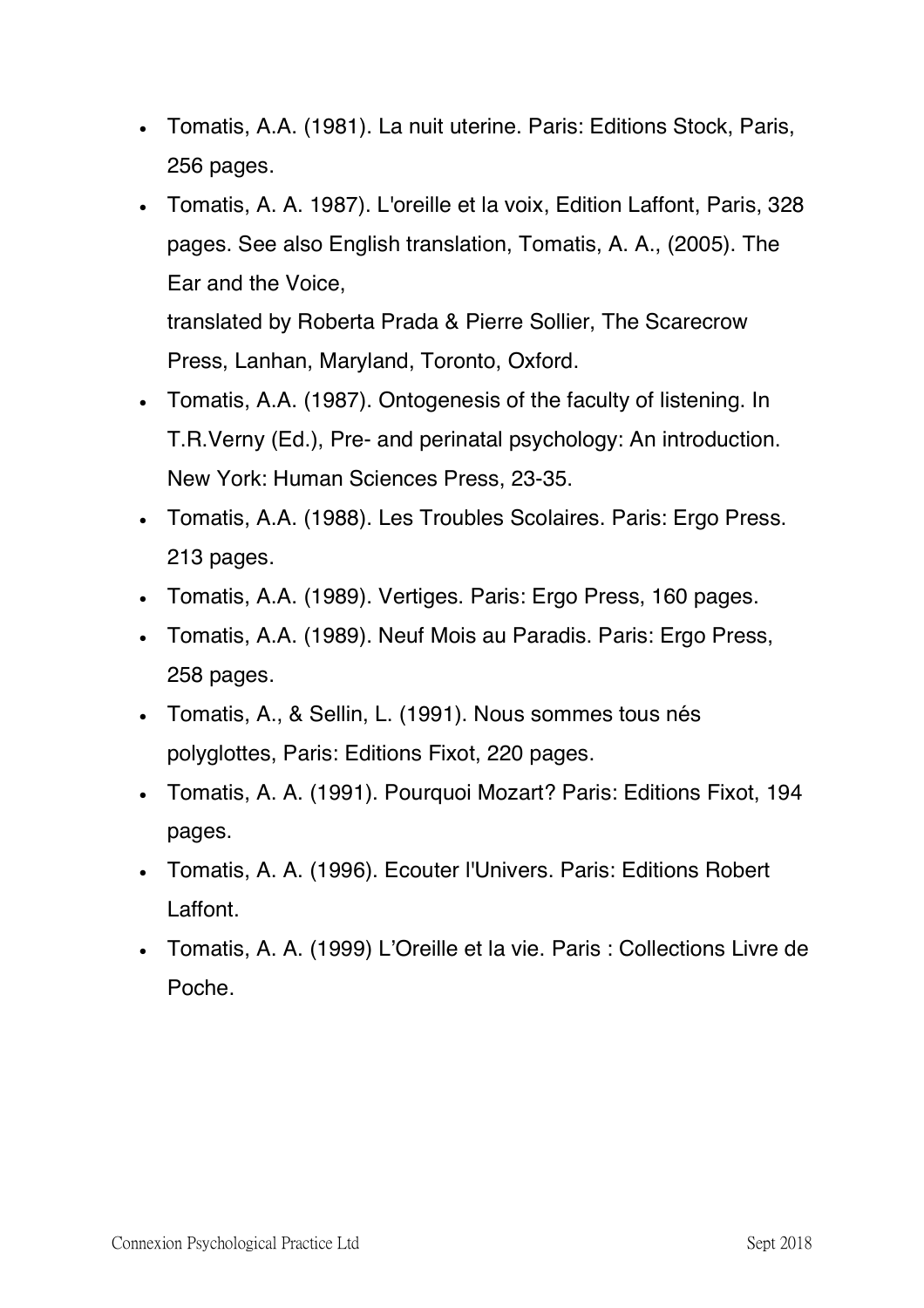- Tomatis, A.A. (1981). La nuit uterine. Paris: Editions Stock, Paris, 256 pages.
- Tomatis, A. A. 1987). L'oreille et la voix, Edition Laffont, Paris, 328 pages. See also English translation, Tomatis, A. A., (2005). The Ear and the Voice,
  translated by Roberta Prada & Pierre Sollier, The Scarecrow Press, Lanhan, Maryland, Toronto, Oxford.
- Tomatis, A.A. (1987). Ontogenesis of the faculty of listening. In T.R.Verny (Ed.), Pre- and perinatal psychology: An introduction. New York: Human Sciences Press, 23-35.
- Tomatis, A.A. (1988). Les Troubles Scolaires. Paris: Ergo Press. 213 pages.
- Tomatis, A.A. (1989). Vertiges. Paris: Ergo Press, 160 pages.
- Tomatis, A.A. (1989). Neuf Mois au Paradis. Paris: Ergo Press, 258 pages.
- Tomatis, A., & Sellin, L. (1991). Nous sommes tous nés polyglottes, Paris: Editions Fixot, 220 pages.
- Tomatis, A. A. (1991). Pourquoi Mozart? Paris: Editions Fixot, 194 pages.
- Tomatis, A. A. (1996). Ecouter l'Univers. Paris: Editions Robert Laffont.
- Tomatis, A. A. (1999) L'Oreille et la vie. Paris : Collections Livre de Poche.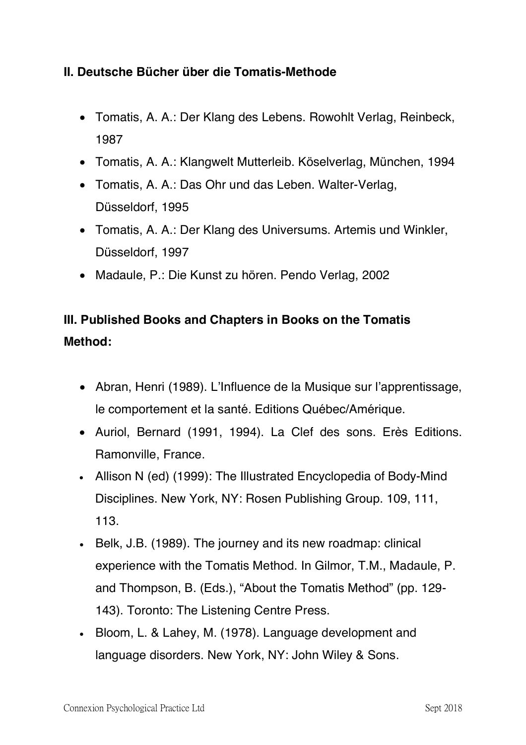## II. Deutsche Bücher über die Tomatis-Methode

- Tomatis, A. A.: Der Klang des Lebens. Rowohlt Verlag, Reinbeck, 1987
- Tomatis, A. A.: Klangwelt Mutterleib. Köselverlag, München, 1994
- Tomatis, A. A.: Das Ohr und das Leben. Walter-Verlag, Düsseldorf, 1995
- Tomatis, A. A.: Der Klang des Universums. Artemis und Winkler, Düsseldorf, 1997
- Madaule, P.: Die Kunst zu hören. Pendo Verlag, 2002

## III. Published Books and Chapters in Books on the Tomatis Method:

- Abran, Henri (1989). L'Influence de la Musique sur l'apprentissage, le comportement et la santé. Editions Québec/Amérique.
- Auriol, Bernard (1991, 1994). La Clef des sons. Erès Editions. Ramonville, France.
- Allison N (ed) (1999): The Illustrated Encyclopedia of Body-Mind Disciplines. New York, NY: Rosen Publishing Group. 109, 111, 113.
- Belk, J.B. (1989). The journey and its new roadmap: clinical experience with the Tomatis Method. In Gilmor, T.M., Madaule, P. and Thompson, B. (Eds.), "About the Tomatis Method" (pp. 129-143). Toronto: The Listening Centre Press.
- Bloom, L. & Lahey, M. (1978). Language development and language disorders. New York, NY: John Wiley & Sons.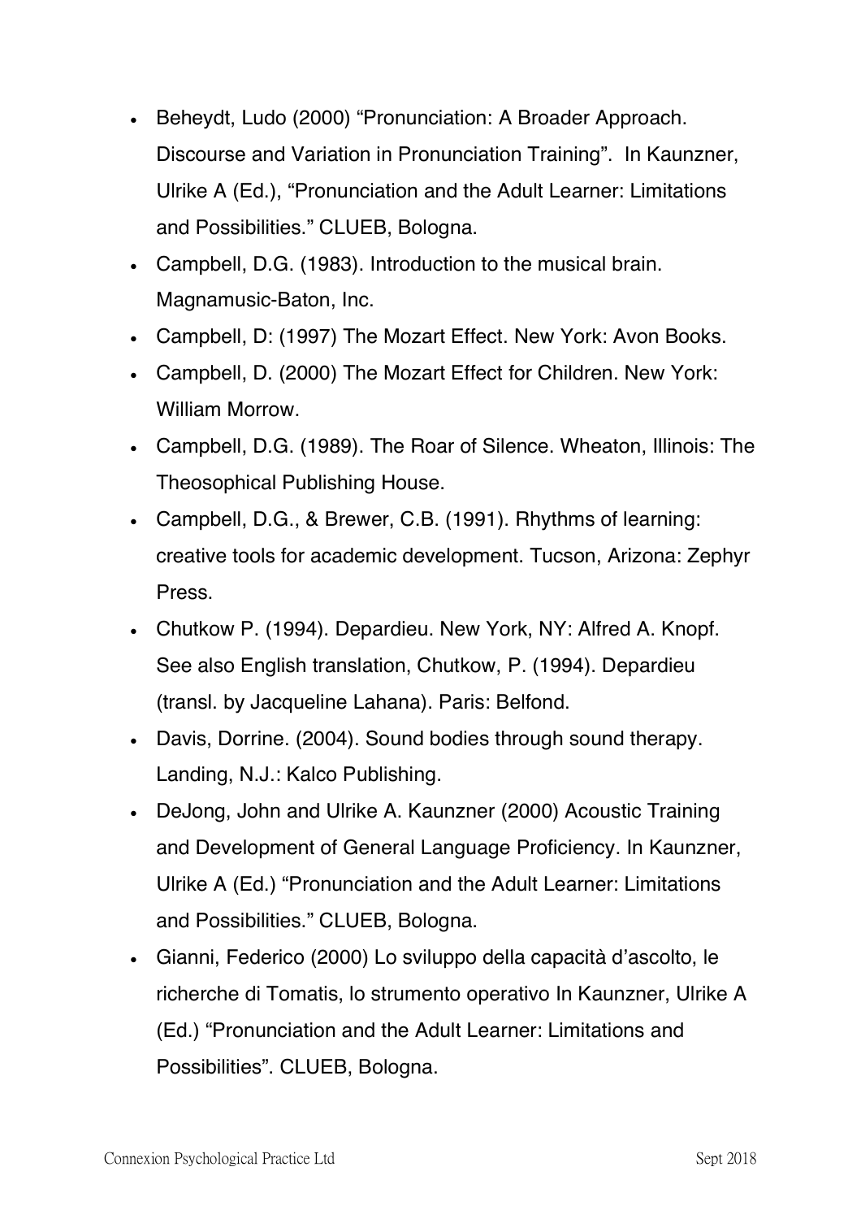- Beheydt, Ludo (2000) “Pronunciation: A Broader Approach. Discourse and Variation in Pronunciation Training”. In Kaunzner, Ulrike A (Ed.), “Pronunciation and the Adult Learner: Limitations and Possibilities.” CLUEB, Bologna.
- Campbell, D.G. (1983). Introduction to the musical brain. Magnamusic-Baton, Inc.
- Campbell, D: (1997) The Mozart Effect. New York: Avon Books.
- Campbell, D. (2000) The Mozart Effect for Children. New York: William Morrow.
- Campbell, D.G. (1989). The Roar of Silence. Wheaton, Illinois: The Theosophical Publishing House.
- Campbell, D.G., & Brewer, C.B. (1991). Rhythms of learning: creative tools for academic development. Tucson, Arizona: Zephyr Press.
- Chutkow P. (1994). Depardieu. New York, NY: Alfred A. Knopf. See also English translation, Chutkow, P. (1994). Depardieu (transl. by Jacqueline Lahana). Paris: Belfond.
- Davis, Dorrine. (2004). Sound bodies through sound therapy. Landing, N.J.: Kalco Publishing.
- DeJong, John and Ulrike A. Kaunzner (2000) Acoustic Training and Development of General Language Proficiency. In Kaunzner, Ulrike A (Ed.) “Pronunciation and the Adult Learner: Limitations and Possibilities.” CLUEB, Bologna.
- Gianni, Federico (2000) Lo sviluppo della capacità d’ascolto, le richerche di Tomatis, lo strumento operativo In Kaunzner, Ulrike A (Ed.) “Pronunciation and the Adult Learner: Limitations and Possibilities”. CLUEB, Bologna.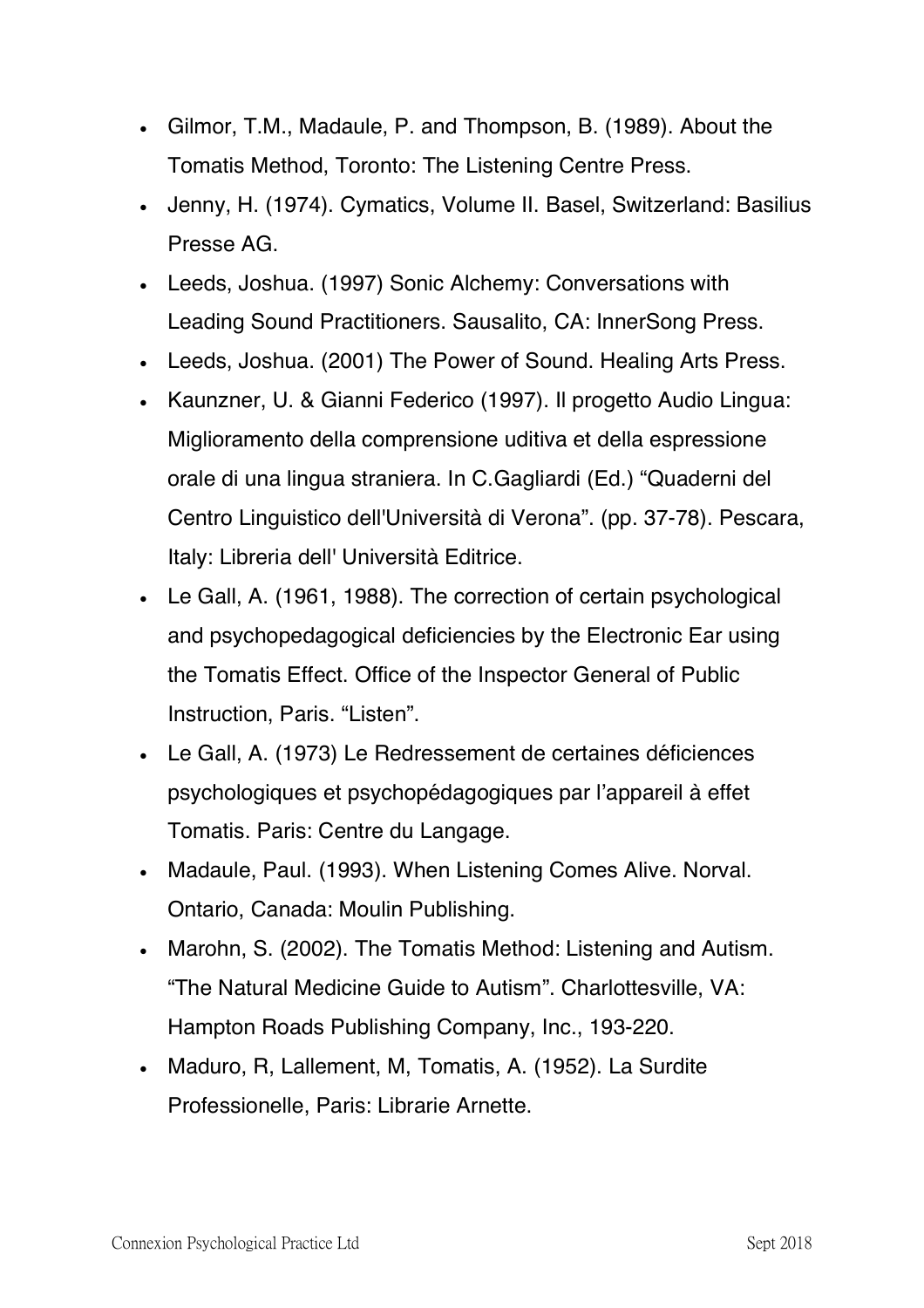- Gilmor, T.M., Madaule, P. and Thompson, B. (1989). About the Tomatis Method, Toronto: The Listening Centre Press.
- Jenny, H. (1974). Cymatics, Volume II. Basel, Switzerland: Basilius Presse AG.
- Leeds, Joshua. (1997) Sonic Alchemy: Conversations with Leading Sound Practitioners. Sausalito, CA: InnerSong Press.
- Leeds, Joshua. (2001) The Power of Sound. Healing Arts Press.
- Kaunzner, U. & Gianni Federico (1997). Il progetto Audio Lingua: Miglioramento della comprensione uditiva et della espressione orale di una lingua straniera. In C.Gagliardi (Ed.) “Quaderni del Centro Linguistico dell'Università di Verona”. (pp. 37-78). Pescara, Italy: Libreria dell' Università Editrice.
- Le Gall, A. (1961, 1988). The correction of certain psychological and psychopedagogical deficiencies by the Electronic Ear using the Tomatis Effect. Office of the Inspector General of Public Instruction, Paris. “Listen”.
- Le Gall, A. (1973) Le Redressement de certaines déficiences psychologiques et psychopédagogiques par l’appareil à effet Tomatis. Paris: Centre du Langage.
- Madaule, Paul. (1993). When Listening Comes Alive. Norval. Ontario, Canada: Moulin Publishing.
- Marohn, S. (2002). The Tomatis Method: Listening and Autism. “The Natural Medicine Guide to Autism”. Charlottesville, VA: Hampton Roads Publishing Company, Inc., 193-220.
- Maduro, R, Lallement, M, Tomatis, A. (1952). La Surdite Professionelle, Paris: Librarie Arnette.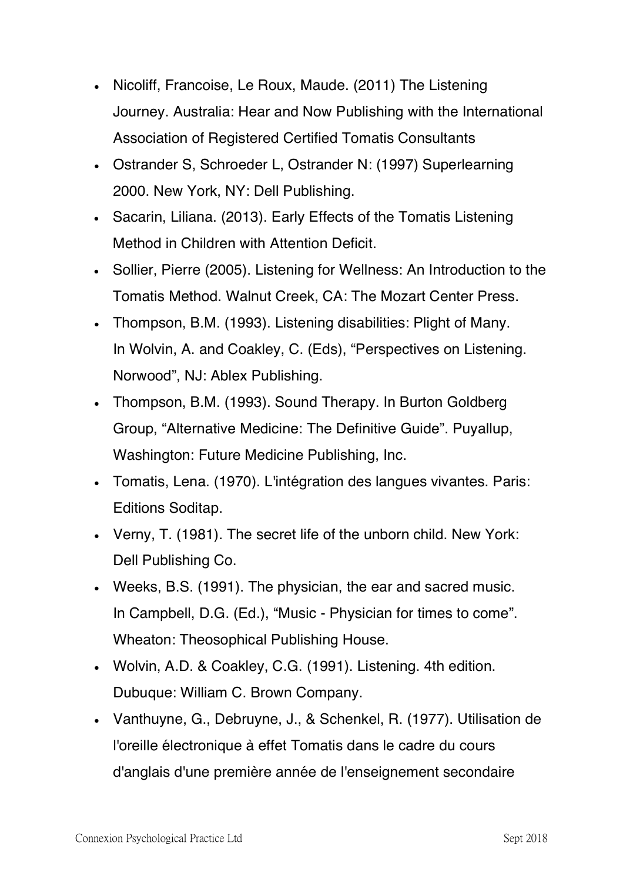- Nicoliff, Francoise, Le Roux, Maude. (2011) The Listening Journey. Australia: Hear and Now Publishing with the International Association of Registered Certified Tomatis Consultants
- Ostrander S, Schroeder L, Ostrander N: (1997) Superlearning 2000. New York, NY: Dell Publishing.
- Sacarin, Liliana. (2013). Early Effects of the Tomatis Listening Method in Children with Attention Deficit.
- Sollier, Pierre (2005). Listening for Wellness: An Introduction to the Tomatis Method. Walnut Creek, CA: The Mozart Center Press.
- Thompson, B.M. (1993). Listening disabilities: Plight of Many. In Wolvin, A. and Coakley, C. (Eds), “Perspectives on Listening. Norwood”, NJ: Ablex Publishing.
- Thompson, B.M. (1993). Sound Therapy. In Burton Goldberg Group, “Alternative Medicine: The Definitive Guide”. Puyallup, Washington: Future Medicine Publishing, Inc.
- Tomatis, Lena. (1970). L'intégration des langues vivantes. Paris: Editions Soditap.
- Verny, T. (1981). The secret life of the unborn child. New York: Dell Publishing Co.
- Weeks, B.S. (1991). The physician, the ear and sacred music. In Campbell, D.G. (Ed.), “Music - Physician for times to come”. Wheaton: Theosophical Publishing House.
- Wolvin, A.D. & Coakley, C.G. (1991). Listening. 4th edition. Dubuque: William C. Brown Company.
- Vanthuyne, G., Debruyne, J., & Schenkel, R. (1977). Utilisation de l'oreille électronique à effet Tomatis dans le cadre du cours d'anglais d'une première année de l'enseignement secondaire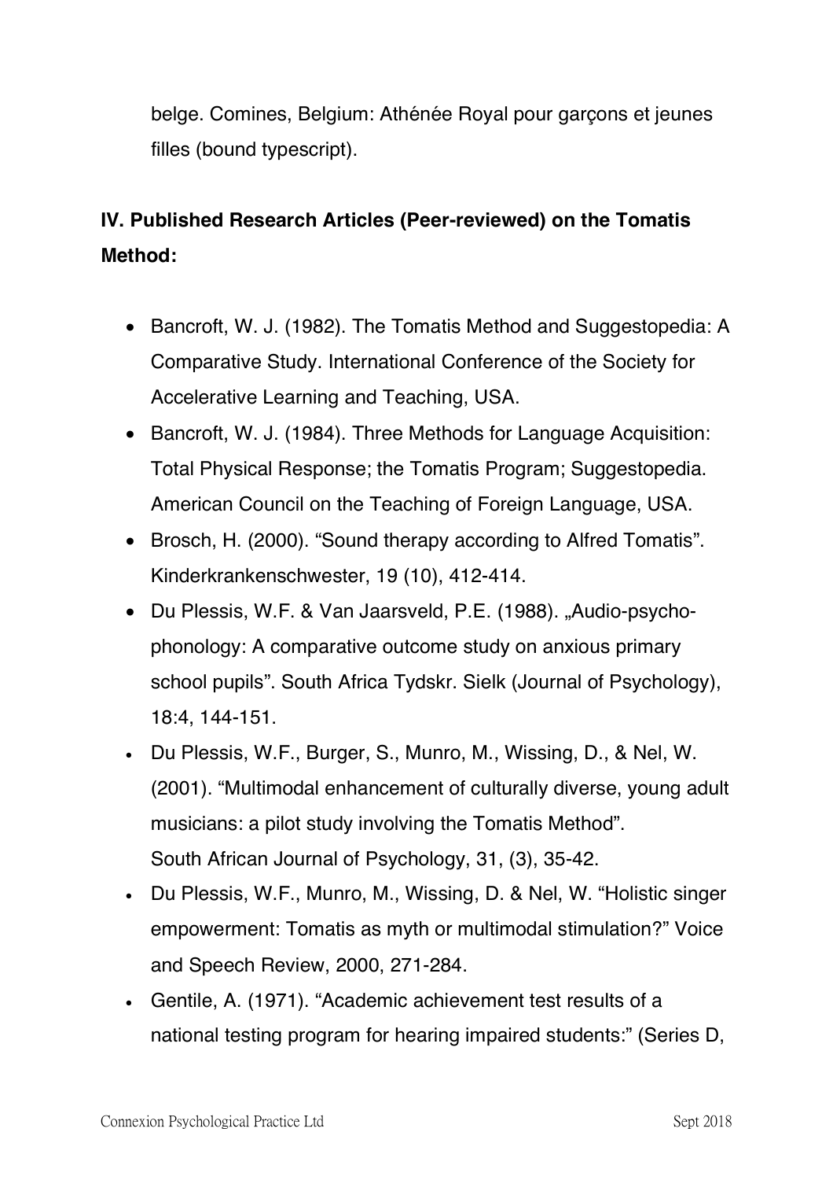belge. Comines, Belgium: Athénée Royal pour garçons et jeunes filles (bound typescript).

**IV. Published Research Articles (Peer-reviewed) on the Tomatis Method:**

- Bancroft, W. J. (1982). The Tomatis Method and Suggestopedia: A Comparative Study. International Conference of the Society for Accelerative Learning and Teaching, USA.
- Bancroft, W. J. (1984). Three Methods for Language Acquisition: Total Physical Response; the Tomatis Program; Suggestopedia. American Council on the Teaching of Foreign Language, USA.
- Brosch, H. (2000). "Sound therapy according to Alfred Tomatis". Kinderkrankenschwester, 19 (10), 412-414.
- Du Plessis, W.F. & Van Jaarsveld, P.E. (1988). „Audio-psycho-phonology: A comparative outcome study on anxious primary school pupils". South Africa Tydskr. Sielk (Journal of Psychology), 18:4, 144-151.
- Du Plessis, W.F., Burger, S., Munro, M., Wissing, D., & Nel, W. (2001). "Multimodal enhancement of culturally diverse, young adult musicians: a pilot study involving the Tomatis Method". South African Journal of Psychology, 31, (3), 35-42.
- Du Plessis, W.F., Munro, M., Wissing, D. & Nel, W. "Holistic singer empowerment: Tomatis as myth or multimodal stimulation?" Voice and Speech Review, 2000, 271-284.
- Gentile, A. (1971). "Academic achievement test results of a national testing program for hearing impaired students:" (Series D,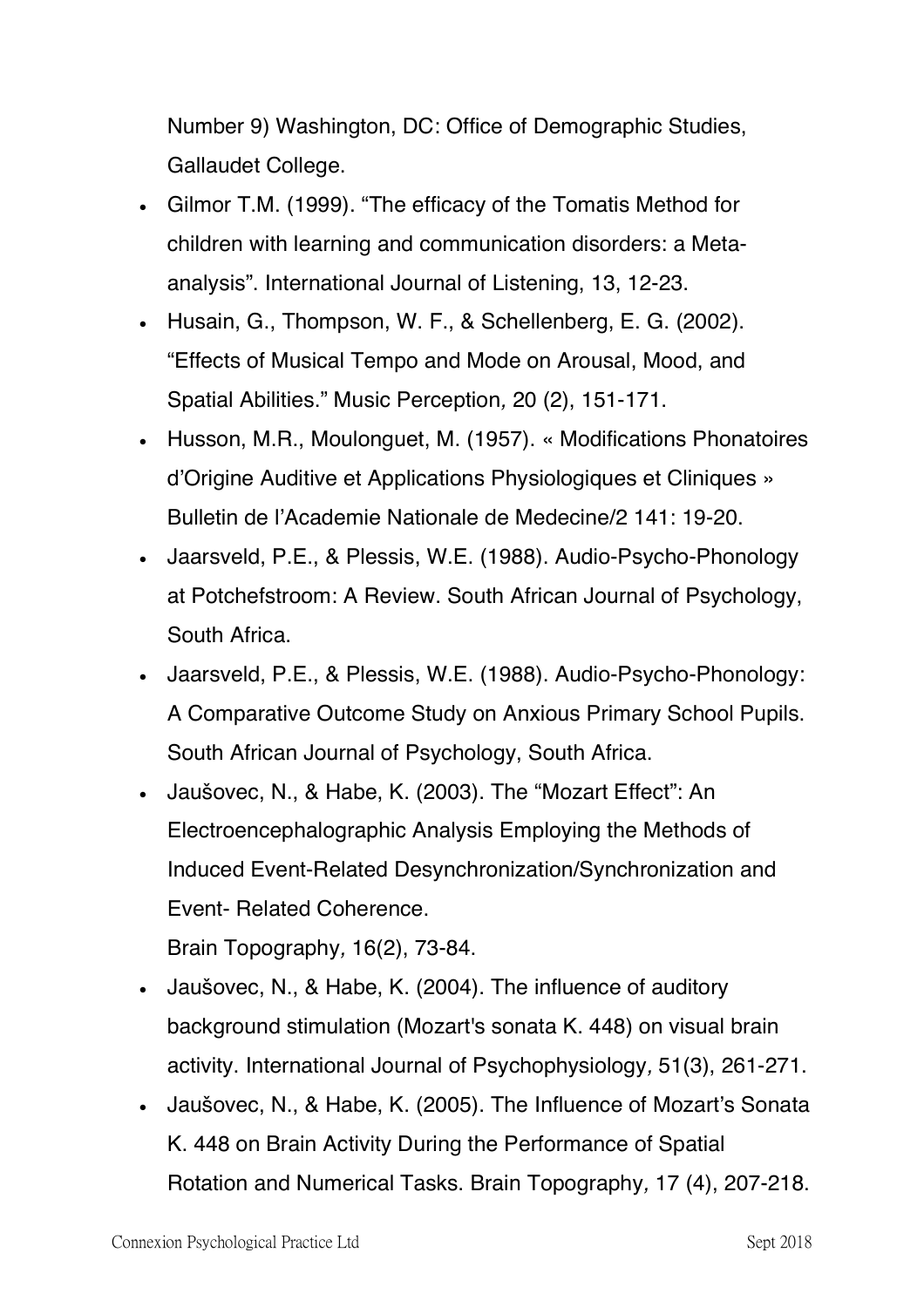Number 9) Washington, DC: Office of Demographic Studies, Gallaudet College.

- Gilmor T.M. (1999). "The efficacy of the Tomatis Method for children with learning and communication disorders: a Meta-analysis". International Journal of Listening, 13, 12-23.
- Husain, G., Thompson, W. F., & Schellenberg, E. G. (2002). "Effects of Musical Tempo and Mode on Arousal, Mood, and Spatial Abilities." Music Perception*,* 20 (2), 151-171.
- Husson, M.R., Moulonguet, M. (1957). « Modifications Phonatoires d'Origine Auditive et Applications Physiologiques et Cliniques » Bulletin de l'Academie Nationale de Medecine/2 141: 19-20.
- Jaarsveld, P.E., & Plessis, W.E. (1988). Audio-Psycho-Phonology at Potchefstroom: A Review. South African Journal of Psychology, South Africa.
- Jaarsveld, P.E., & Plessis, W.E. (1988). Audio-Psycho-Phonology: A Comparative Outcome Study on Anxious Primary School Pupils. South African Journal of Psychology, South Africa.
- Jaušovec, N., & Habe, K. (2003). The "Mozart Effect": An Electroencephalographic Analysis Employing the Methods of Induced Event-Related Desynchronization/Synchronization and Event- Related Coherence.
  Brain Topography*,* 16(2), 73-84.
- Jaušovec, N., & Habe, K. (2004). The influence of auditory background stimulation (Mozart's sonata K. 448) on visual brain activity. International Journal of Psychophysiology*,* 51(3), 261-271.
- Jaušovec, N., & Habe, K. (2005). The Influence of Mozart's Sonata K. 448 on Brain Activity During the Performance of Spatial Rotation and Numerical Tasks. Brain Topography*,* 17 (4), 207-218.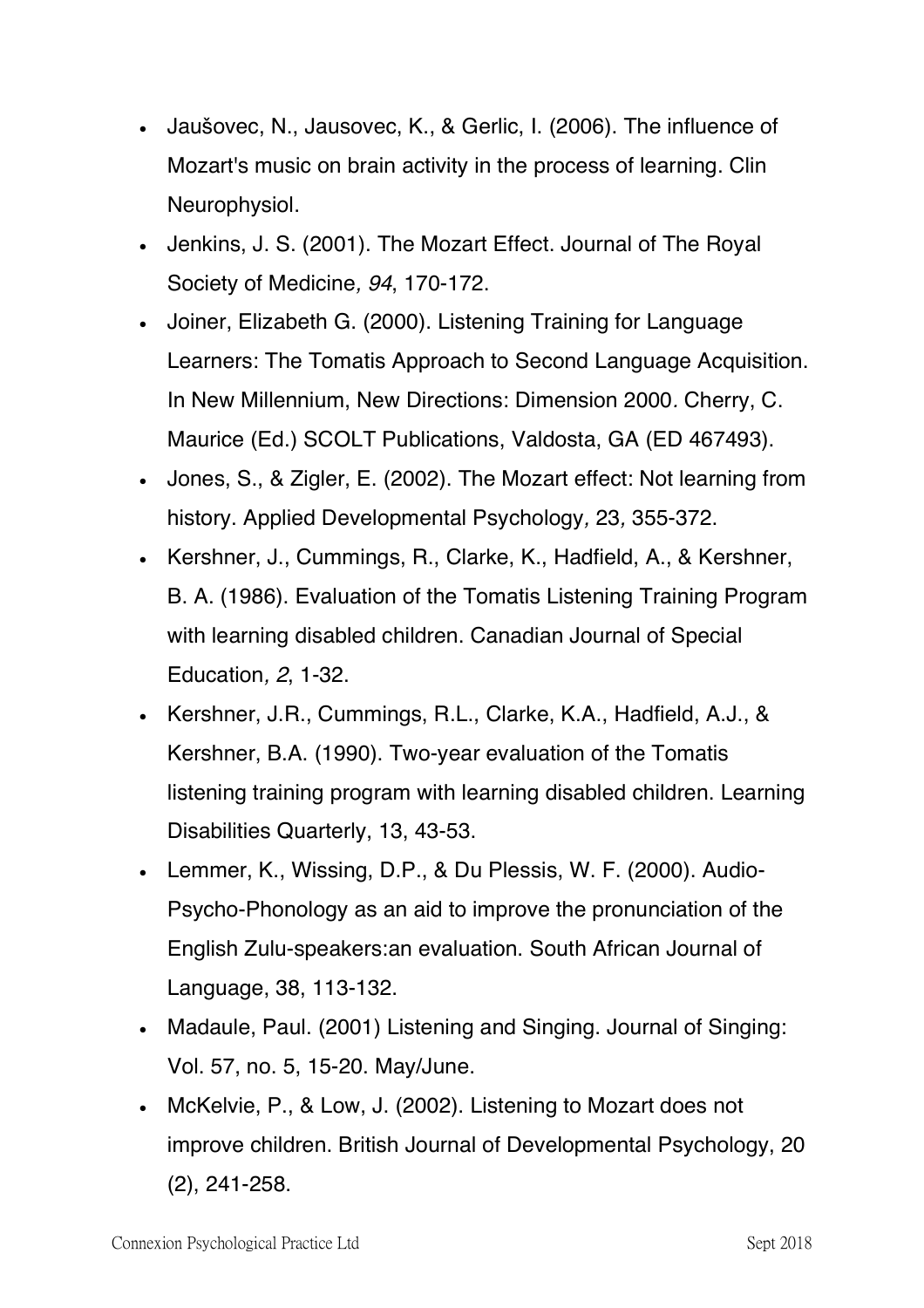- Jaušovec, N., Jausovec, K., & Gerlic, I. (2006). The influence of Mozart's music on brain activity in the process of learning. Clin Neurophysiol.
- Jenkins, J. S. (2001). The Mozart Effect. Journal of The Royal Society of Medicine*, 94*, 170-172.
- Joiner, Elizabeth G. (2000). Listening Training for Language Learners: The Tomatis Approach to Second Language Acquisition. In New Millennium, New Directions: Dimension 2000*.* Cherry, C. Maurice (Ed.) SCOLT Publications, Valdosta, GA (ED 467493).
- Jones, S., & Zigler, E. (2002). The Mozart effect: Not learning from history. Applied Developmental Psychology*,* 23*,* 355-372.
- Kershner, J., Cummings, R., Clarke, K., Hadfield, A., & Kershner, B. A. (1986). Evaluation of the Tomatis Listening Training Program with learning disabled children. Canadian Journal of Special Education*, 2*, 1-32.
- Kershner, J.R., Cummings, R.L., Clarke, K.A., Hadfield, A.J., & Kershner, B.A. (1990). Two-year evaluation of the Tomatis listening training program with learning disabled children. Learning Disabilities Quarterly, 13, 43-53.
- Lemmer, K., Wissing, D.P., & Du Plessis, W. F. (2000). Audio-Psycho-Phonology as an aid to improve the pronunciation of the English Zulu-speakers:an evaluation. South African Journal of Language, 38, 113-132.
- Madaule, Paul. (2001) Listening and Singing. Journal of Singing: Vol. 57, no. 5, 15-20. May/June.
- McKelvie, P., & Low, J. (2002). Listening to Mozart does not improve children. British Journal of Developmental Psychology, 20 (2), 241-258.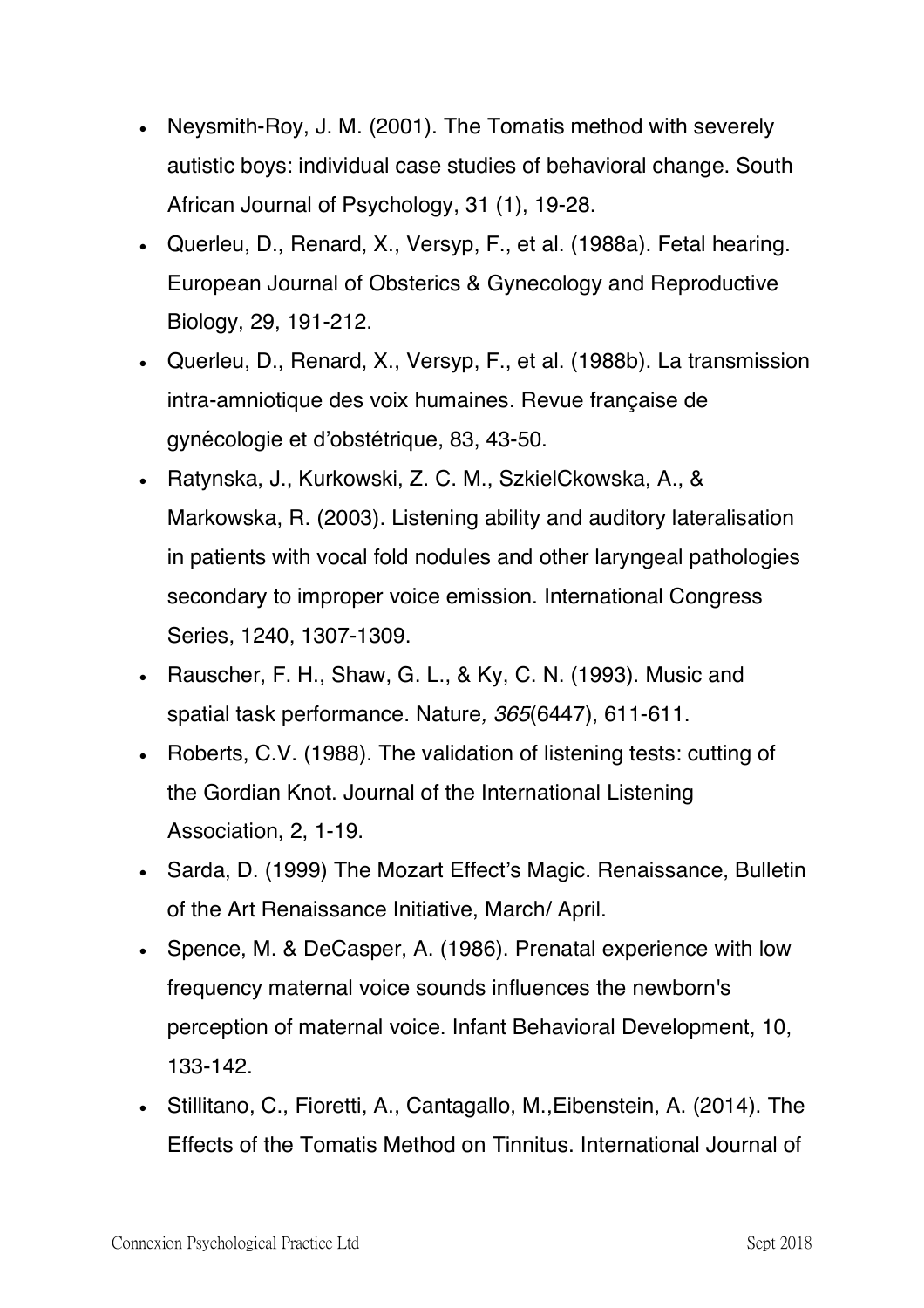- Neysmith-Roy, J. M. (2001). The Tomatis method with severely autistic boys: individual case studies of behavioral change. South African Journal of Psychology, 31 (1), 19-28.
- Querleu, D., Renard, X., Versyp, F., et al. (1988a). Fetal hearing. European Journal of Obsterics & Gynecology and Reproductive Biology, 29, 191-212.
- Querleu, D., Renard, X., Versyp, F., et al. (1988b). La transmission intra-amniotique des voix humaines. Revue française de gynécologie et d'obstétrique, 83, 43-50.
- Ratynska, J., Kurkowski, Z. C. M., SzkielCkowska, A., & Markowska, R. (2003). Listening ability and auditory lateralisation in patients with vocal fold nodules and other laryngeal pathologies secondary to improper voice emission. International Congress Series, 1240, 1307-1309.
- Rauscher, F. H., Shaw, G. L., & Ky, C. N. (1993). Music and spatial task performance. Nature*, 365*(6447), 611-611.
- Roberts, C.V. (1988). The validation of listening tests: cutting of the Gordian Knot. Journal of the International Listening Association, 2, 1-19.
- Sarda, D. (1999) The Mozart Effect's Magic. Renaissance, Bulletin of the Art Renaissance Initiative, March/ April.
- Spence, M. & DeCasper, A. (1986). Prenatal experience with low frequency maternal voice sounds influences the newborn's perception of maternal voice. Infant Behavioral Development, 10, 133-142.
- Stillitano, C., Fioretti, A., Cantagallo, M.,Eibenstein, A. (2014). The Effects of the Tomatis Method on Tinnitus. International Journal of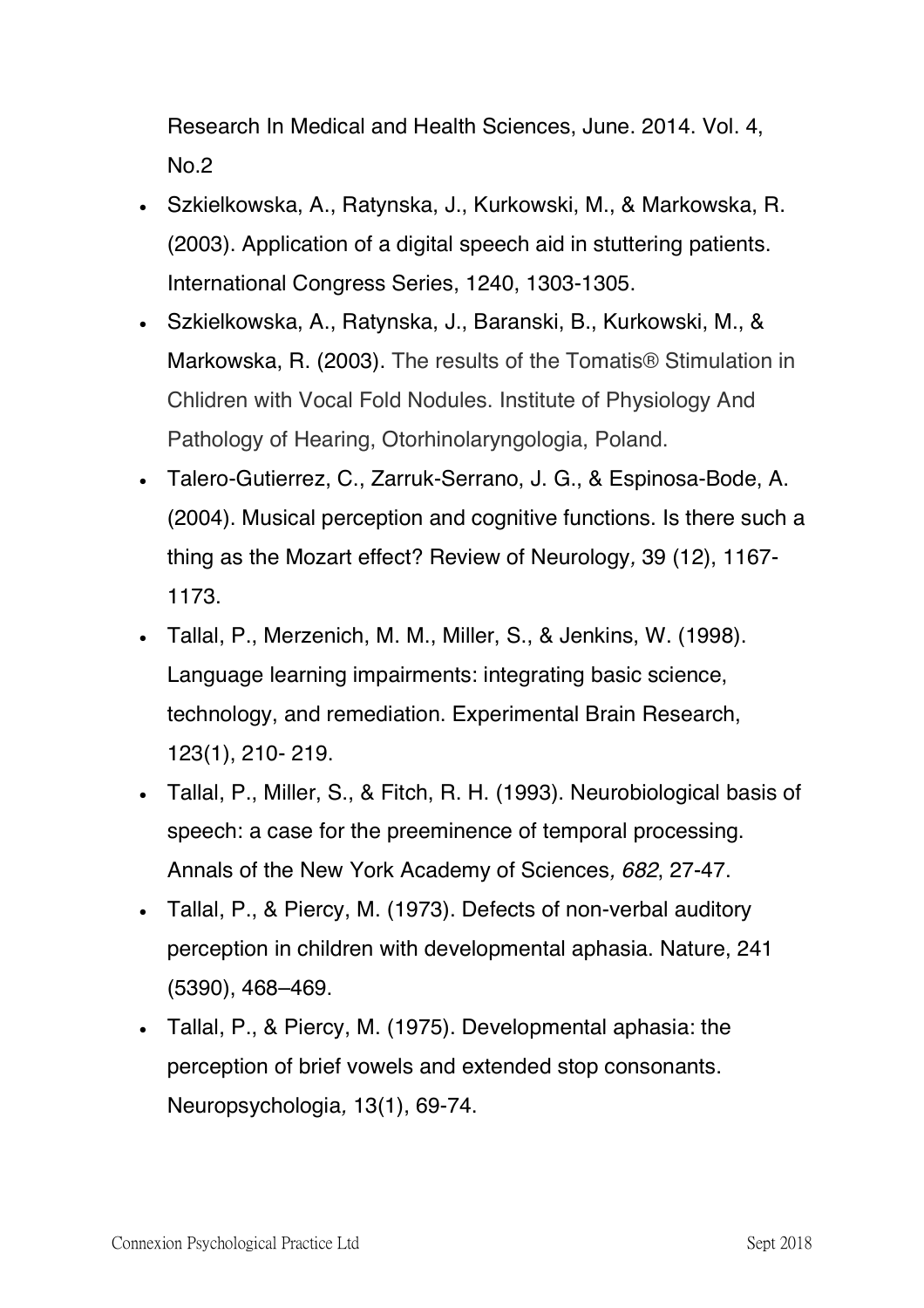Research In Medical and Health Sciences, June. 2014. Vol. 4, No.2

- Szkielkowska, A., Ratynska, J., Kurkowski, M., & Markowska, R. (2003). Application of a digital speech aid in stuttering patients. International Congress Series, 1240, 1303-1305.
- Szkielkowska, A., Ratynska, J., Baranski, B., Kurkowski, M., & Markowska, R. (2003). The results of the Tomatis® Stimulation in Chlidren with Vocal Fold Nodules. Institute of Physiology And Pathology of Hearing, Otorhinolaryngologia, Poland.
- Talero-Gutierrez, C., Zarruk-Serrano, J. G., & Espinosa-Bode, A. (2004). Musical perception and cognitive functions. Is there such a thing as the Mozart effect? Review of Neurology*,* 39 (12), 1167-1173.
- Tallal, P., Merzenich, M. M., Miller, S., & Jenkins, W. (1998). Language learning impairments: integrating basic science, technology, and remediation. Experimental Brain Research, 123(1), 210- 219.
- Tallal, P., Miller, S., & Fitch, R. H. (1993). Neurobiological basis of speech: a case for the preeminence of temporal processing. Annals of the New York Academy of Sciences*, 682*, 27-47.
- Tallal, P., & Piercy, M. (1973). Defects of non-verbal auditory perception in children with developmental aphasia. Nature, 241 (5390), 468–469.
- Tallal, P., & Piercy, M. (1975). Developmental aphasia: the perception of brief vowels and extended stop consonants. Neuropsychologia*,* 13(1), 69-74.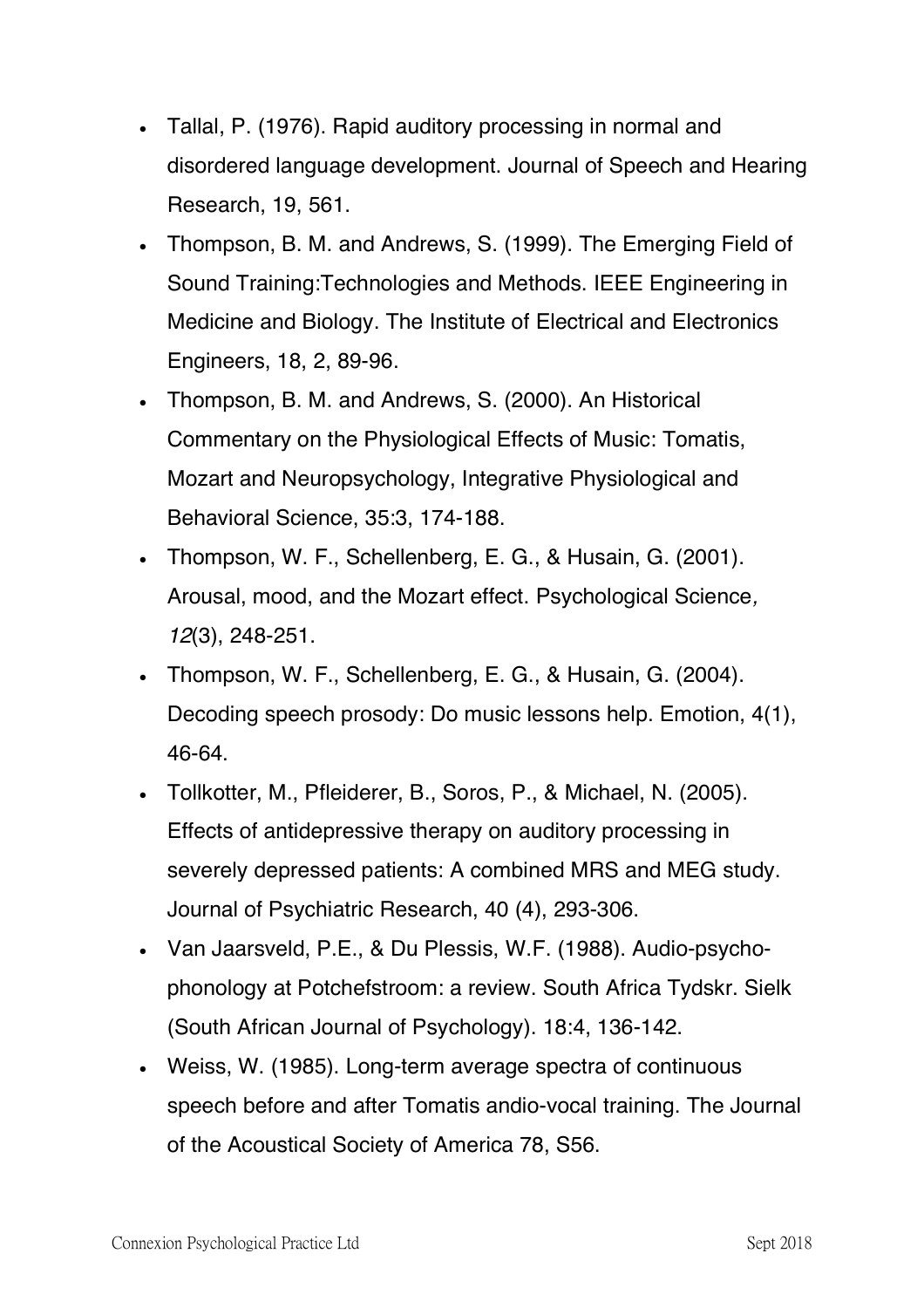- Tallal, P. (1976). Rapid auditory processing in normal and disordered language development. Journal of Speech and Hearing Research, 19, 561.
- Thompson, B. M. and Andrews, S. (1999). The Emerging Field of Sound Training:Technologies and Methods. IEEE Engineering in Medicine and Biology. The Institute of Electrical and Electronics Engineers, 18, 2, 89-96.
- Thompson, B. M. and Andrews, S. (2000). An Historical Commentary on the Physiological Effects of Music: Tomatis, Mozart and Neuropsychology, Integrative Physiological and Behavioral Science, 35:3, 174-188.
- Thompson, W. F., Schellenberg, E. G., & Husain, G. (2001). Arousal, mood, and the Mozart effect. Psychological Science*,* *12*(3), 248-251.
- Thompson, W. F., Schellenberg, E. G., & Husain, G. (2004). Decoding speech prosody: Do music lessons help. Emotion, 4(1), 46-64.
- Tollkotter, M., Pfleiderer, B., Soros, P., & Michael, N. (2005). Effects of antidepressive therapy on auditory processing in severely depressed patients: A combined MRS and MEG study. Journal of Psychiatric Research, 40 (4), 293-306.
- Van Jaarsveld, P.E., & Du Plessis, W.F. (1988). Audio-psycho-phonology at Potchefstroom: a review. South Africa Tydskr. Sielk (South African Journal of Psychology). 18:4, 136-142.
- Weiss, W. (1985). Long-term average spectra of continuous speech before and after Tomatis andio-vocal training. The Journal of the Acoustical Society of America 78, S56.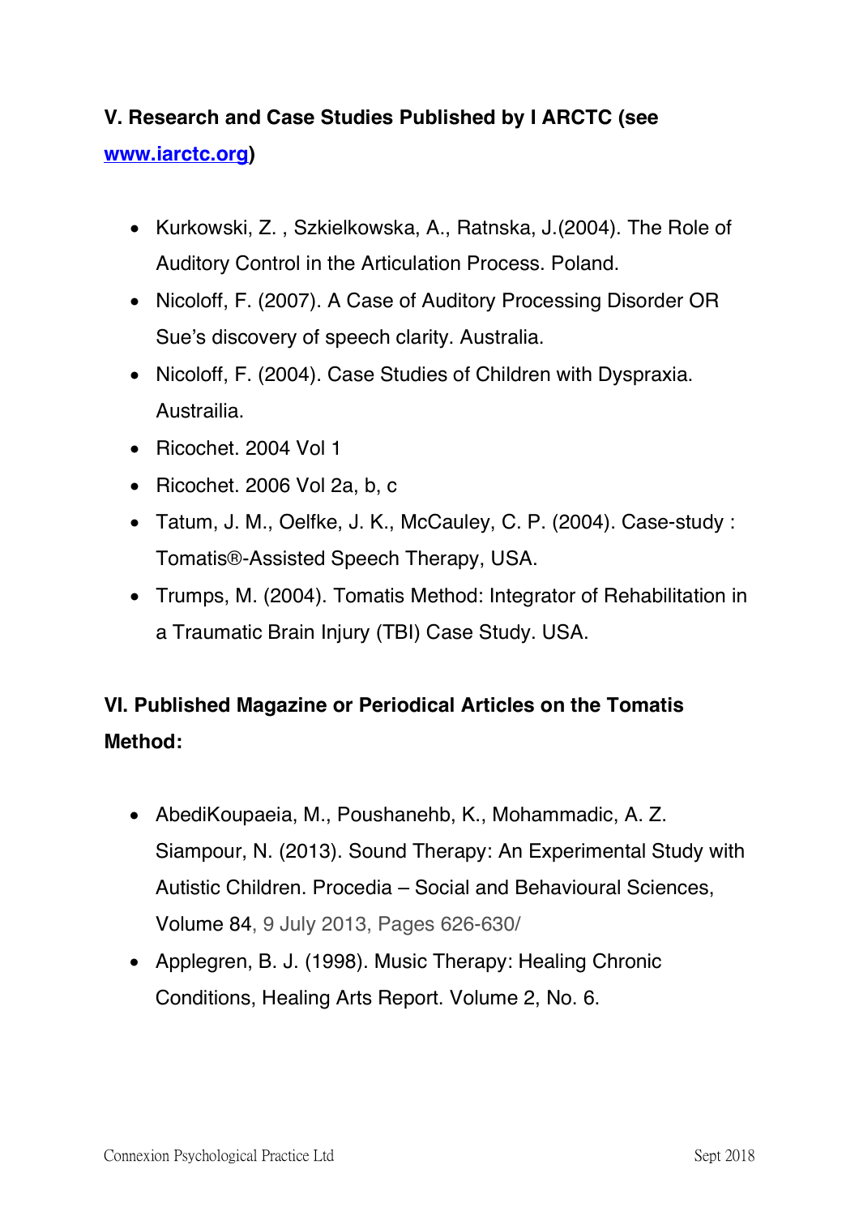**V. Research and Case Studies Published by I ARCTC (see [www.iarctc.org](http://www.iarctc.org))**

- Kurkowski, Z. , Szkielkowska, A., Ratnska, J.(2004). The Role of Auditory Control in the Articulation Process. Poland.
- Nicoloff, F. (2007). A Case of Auditory Processing Disorder OR Sue's discovery of speech clarity. Australia.
- Nicoloff, F. (2004). Case Studies of Children with Dyspraxia. Austrailia.
- Ricochet. 2004 Vol 1
- Ricochet. 2006 Vol 2a, b, c
- Tatum, J. M., Oelfke, J. K., McCauley, C. P. (2004). Case-study : Tomatis®-Assisted Speech Therapy, USA.
- Trumps, M. (2004). Tomatis Method: Integrator of Rehabilitation in a Traumatic Brain Injury (TBI) Case Study. USA.

**VI. Published Magazine or Periodical Articles on the Tomatis Method:**

- AbediKoupaeia, M., Poushanehb, K., Mohammadic, A. Z. Siampour, N. (2013). Sound Therapy: An Experimental Study with Autistic Children. Procedia – Social and Behavioural Sciences, Volume 84, 9 July 2013, Pages 626-630/
- Applegren, B. J. (1998). Music Therapy: Healing Chronic Conditions, Healing Arts Report. Volume 2, No. 6.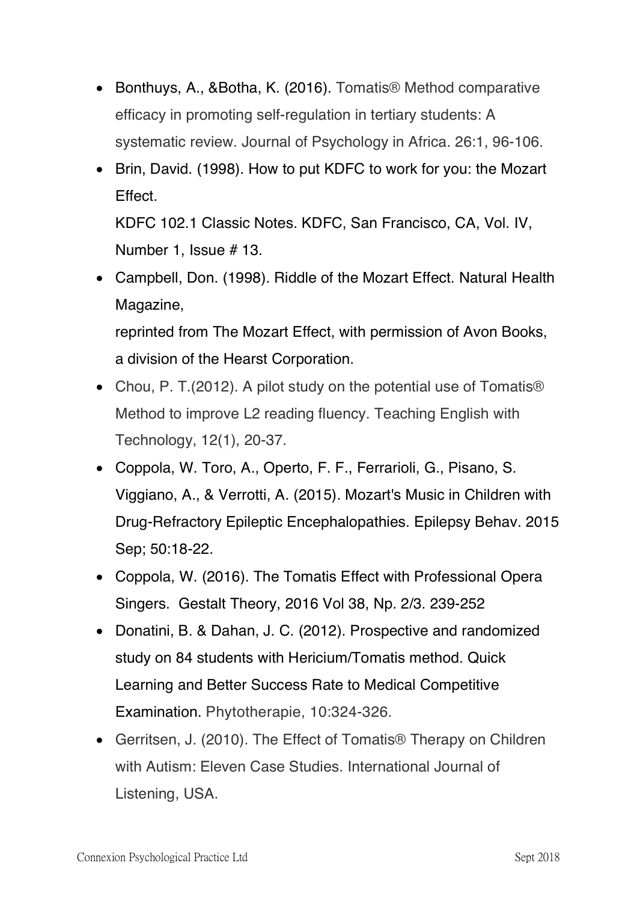- Bonthuys, A., &Botha, K. (2016). Tomatis® Method comparative efficacy in promoting self-regulation in tertiary students: A systematic review. Journal of Psychology in Africa. 26:1, 96-106.
- Brin, David. (1998). How to put KDFC to work for you: the Mozart Effect.
  KDFC 102.1 Classic Notes. KDFC, San Francisco, CA, Vol. IV, Number 1, Issue # 13.
- Campbell, Don. (1998). Riddle of the Mozart Effect. Natural Health Magazine,
  reprinted from The Mozart Effect, with permission of Avon Books, a division of the Hearst Corporation.
- Chou, P. T.(2012). A pilot study on the potential use of Tomatis® Method to improve L2 reading fluency. Teaching English with Technology, 12(1), 20-37.
- Coppola, W. Toro, A., Operto, F. F., Ferrarioli, G., Pisano, S. Viggiano, A., & Verrotti, A. (2015). Mozart's Music in Children with Drug-Refractory Epileptic Encephalopathies. Epilepsy Behav. 2015 Sep; 50:18-22.
- Coppola, W. (2016). The Tomatis Effect with Professional Opera Singers. Gestalt Theory, 2016 Vol 38, Np. 2/3. 239-252
- Donatini, B. & Dahan, J. C. (2012). Prospective and randomized study on 84 students with Hericium/Tomatis method. Quick Learning and Better Success Rate to Medical Competitive Examination. Phytotherapie, 10:324-326.
- Gerritsen, J. (2010). The Effect of Tomatis® Therapy on Children with Autism: Eleven Case Studies. International Journal of Listening, USA.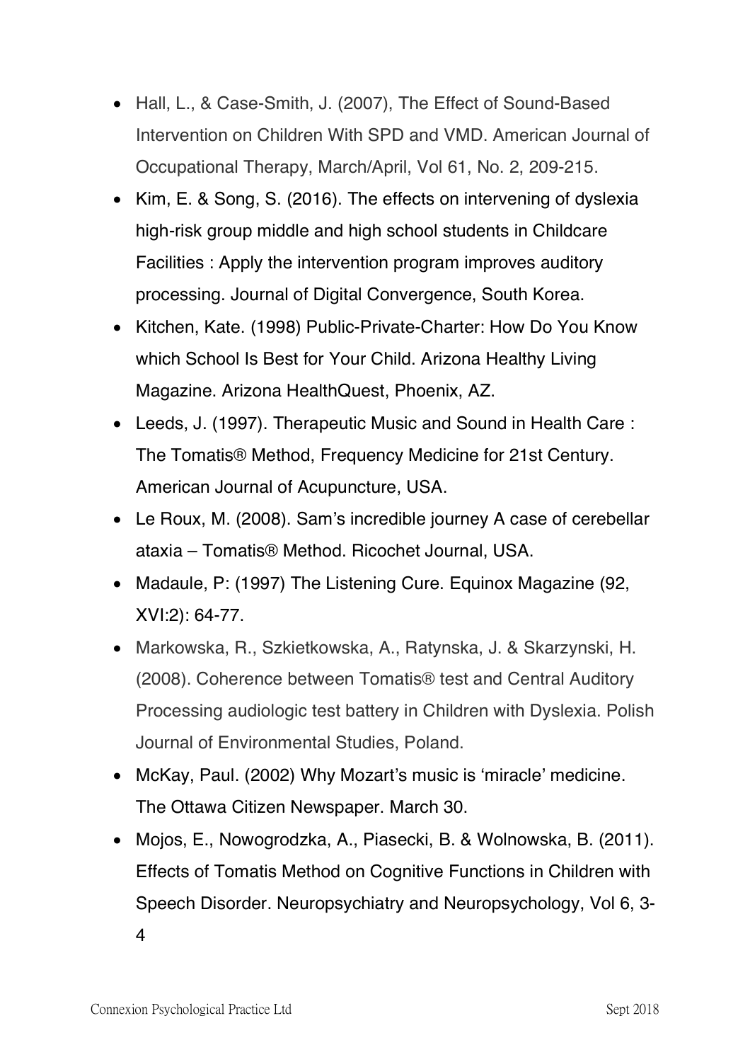- Hall, L., & Case-Smith, J. (2007), The Effect of Sound-Based Intervention on Children With SPD and VMD. American Journal of Occupational Therapy, March/April, Vol 61, No. 2, 209-215.
- Kim, E. & Song, S. (2016). The effects on intervening of dyslexia high-risk group middle and high school students in Childcare Facilities : Apply the intervention program improves auditory processing. Journal of Digital Convergence, South Korea.
- Kitchen, Kate. (1998) Public-Private-Charter: How Do You Know which School Is Best for Your Child. Arizona Healthy Living Magazine. Arizona HealthQuest, Phoenix, AZ.
- Leeds, J. (1997). Therapeutic Music and Sound in Health Care : The Tomatis® Method, Frequency Medicine for 21st Century. American Journal of Acupuncture, USA.
- Le Roux, M. (2008). Sam's incredible journey A case of cerebellar ataxia – Tomatis® Method. Ricochet Journal, USA.
- Madaule, P: (1997) The Listening Cure. Equinox Magazine (92, XVI:2): 64-77.
- Markowska, R., Szkietkowska, A., Ratynska, J. & Skarzynski, H. (2008). Coherence between Tomatis® test and Central Auditory Processing audiologic test battery in Children with Dyslexia. Polish Journal of Environmental Studies, Poland.
- McKay, Paul. (2002) Why Mozart's music is 'miracle' medicine. The Ottawa Citizen Newspaper. March 30.
- Mojos, E., Nowogrodzka, A., Piasecki, B. & Wolnowska, B. (2011). Effects of Tomatis Method on Cognitive Functions in Children with Speech Disorder. Neuropsychiatry and Neuropsychology, Vol 6, 3-4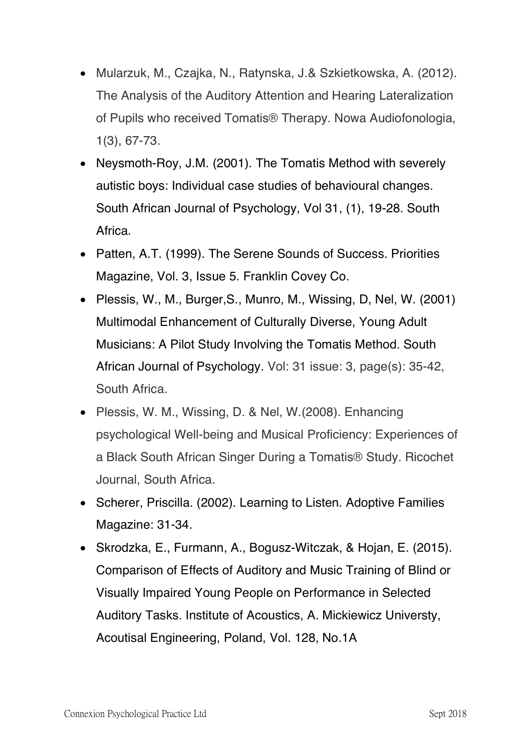- Mularzuk, M., Czajka, N., Ratynska, J.& Szkietkowska, A. (2012). The Analysis of the Auditory Attention and Hearing Lateralization of Pupils who received Tomatis® Therapy. Nowa Audiofonologia, 1(3), 67-73.
- Neysmoth-Roy, J.M. (2001). The Tomatis Method with severely autistic boys: Individual case studies of behavioural changes. South African Journal of Psychology, Vol 31, (1), 19-28. South Africa.
- Patten, A.T. (1999). The Serene Sounds of Success. Priorities Magazine, Vol. 3, Issue 5. Franklin Covey Co.
- Plessis, W., M., Burger,S., Munro, M., Wissing, D, Nel, W. (2001) Multimodal Enhancement of Culturally Diverse, Young Adult Musicians: A Pilot Study Involving the Tomatis Method. South African Journal of Psychology. Vol: 31 issue: 3, page(s): 35-42, South Africa.
- Plessis, W. M., Wissing, D. & Nel, W.(2008). Enhancing psychological Well-being and Musical Proficiency: Experiences of a Black South African Singer During a Tomatis® Study. Ricochet Journal, South Africa.
- Scherer, Priscilla. (2002). Learning to Listen. Adoptive Families Magazine: 31-34.
- Skrodzka, E., Furmann, A., Bogusz-Witczak, & Hojan, E. (2015). Comparison of Effects of Auditory and Music Training of Blind or Visually Impaired Young People on Performance in Selected Auditory Tasks. Institute of Acoustics, A. Mickiewicz Universty, Acoutisal Engineering, Poland, Vol. 128, No.1A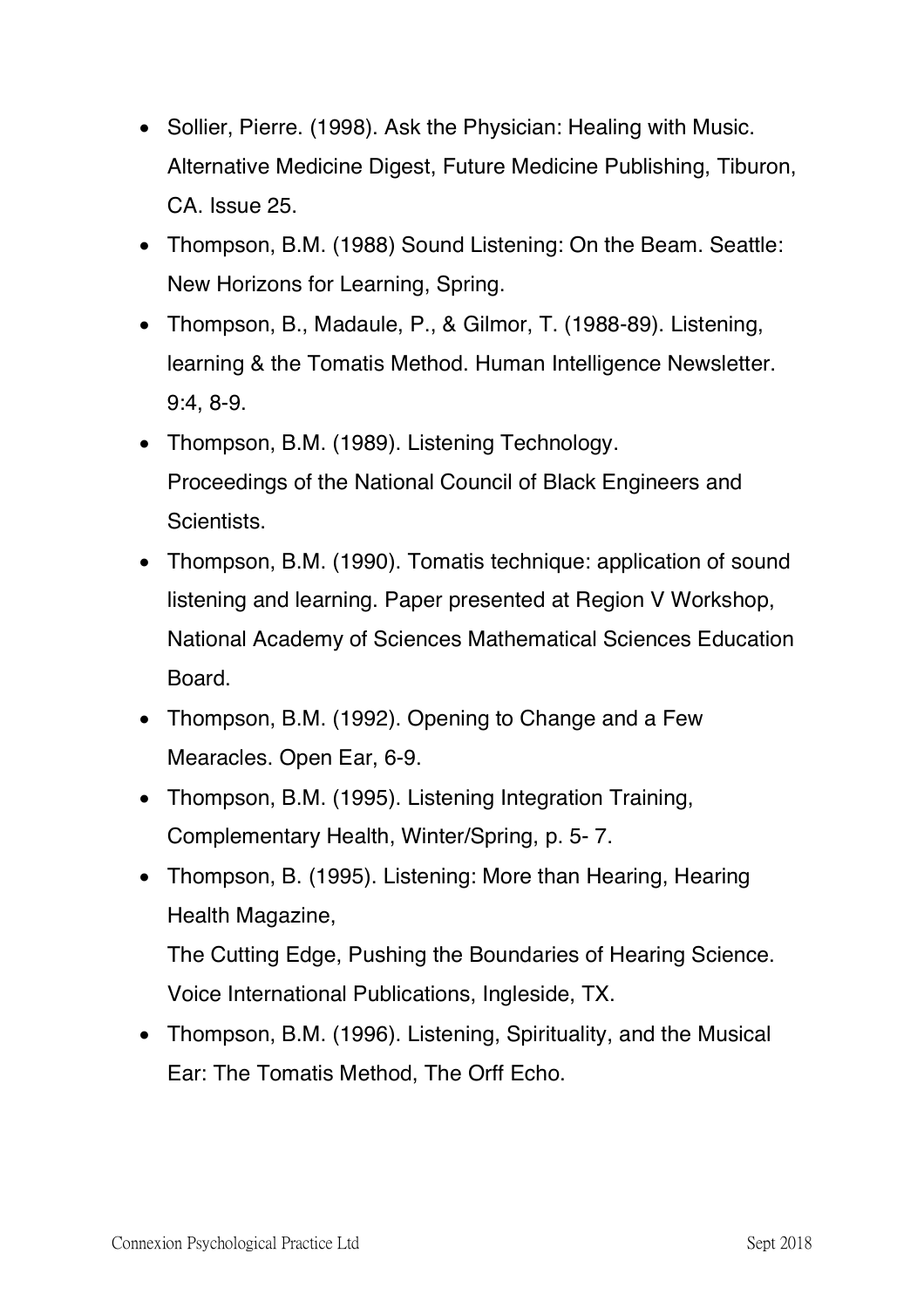- Sollier, Pierre. (1998). Ask the Physician: Healing with Music. Alternative Medicine Digest, Future Medicine Publishing, Tiburon, CA. Issue 25.
- Thompson, B.M. (1988) Sound Listening: On the Beam. Seattle: New Horizons for Learning, Spring.
- Thompson, B., Madaule, P., & Gilmor, T. (1988-89). Listening, learning & the Tomatis Method. Human Intelligence Newsletter. 9:4, 8-9.
- Thompson, B.M. (1989). Listening Technology. Proceedings of the National Council of Black Engineers and Scientists.
- Thompson, B.M. (1990). Tomatis technique: application of sound listening and learning. Paper presented at Region V Workshop, National Academy of Sciences Mathematical Sciences Education Board.
- Thompson, B.M. (1992). Opening to Change and a Few Mearacles. Open Ear, 6-9.
- Thompson, B.M. (1995). Listening Integration Training, Complementary Health, Winter/Spring, p. 5- 7.
- Thompson, B. (1995). Listening: More than Hearing, Hearing Health Magazine,

  The Cutting Edge, Pushing the Boundaries of Hearing Science. Voice International Publications, Ingleside, TX.
- Thompson, B.M. (1996). Listening, Spirituality, and the Musical Ear: The Tomatis Method, The Orff Echo.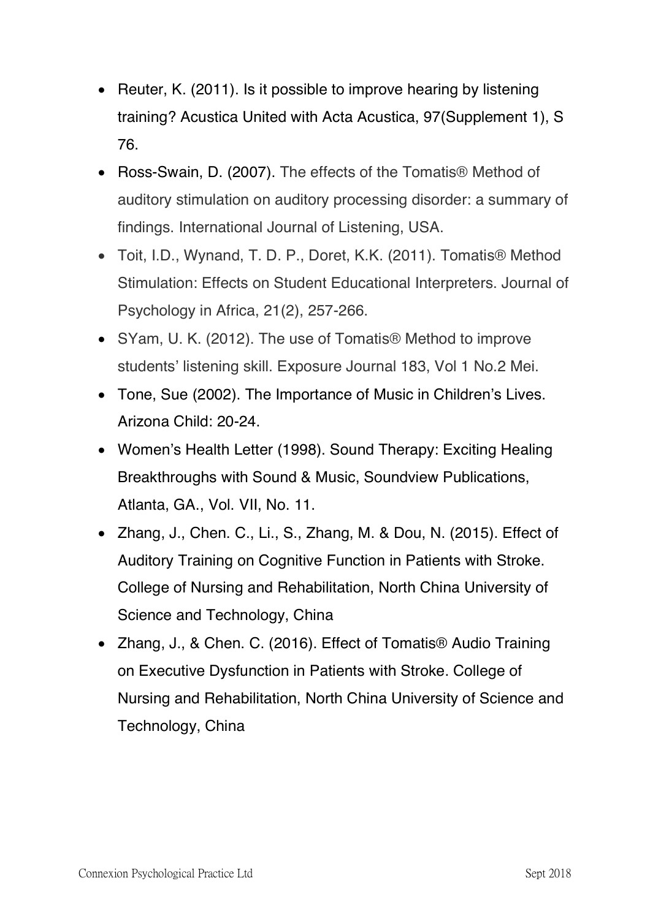- Reuter, K. (2011). Is it possible to improve hearing by listening training? Acustica United with Acta Acustica, 97(Supplement 1), S 76.
- Ross-Swain, D. (2007). The effects of the Tomatis® Method of auditory stimulation on auditory processing disorder: a summary of findings. International Journal of Listening, USA.
- Toit, I.D., Wynand, T. D. P., Doret, K.K. (2011). Tomatis® Method Stimulation: Effects on Student Educational Interpreters. Journal of Psychology in Africa, 21(2), 257-266.
- SYam, U. K. (2012). The use of Tomatis® Method to improve students' listening skill. Exposure Journal 183, Vol 1 No.2 Mei.
- Tone, Sue (2002). The Importance of Music in Children's Lives. Arizona Child: 20-24.
- Women's Health Letter (1998). Sound Therapy: Exciting Healing Breakthroughs with Sound & Music, Soundview Publications, Atlanta, GA., Vol. VII, No. 11.
- Zhang, J., Chen. C., Li., S., Zhang, M. & Dou, N. (2015). Effect of Auditory Training on Cognitive Function in Patients with Stroke. College of Nursing and Rehabilitation, North China University of Science and Technology, China
- Zhang, J., & Chen. C. (2016). Effect of Tomatis® Audio Training on Executive Dysfunction in Patients with Stroke. College of Nursing and Rehabilitation, North China University of Science and Technology, China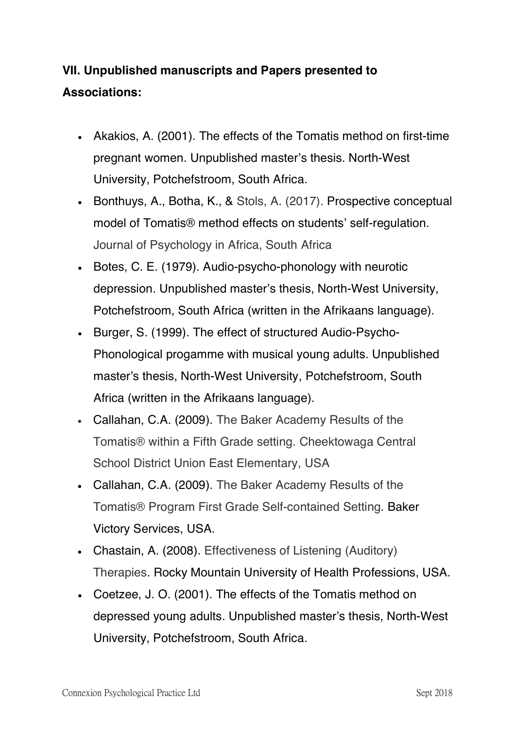**VII. Unpublished manuscripts and Papers presented to Associations:**

- Akakios, A. (2001). The effects of the Tomatis method on first-time pregnant women. Unpublished master's thesis. North-West University, Potchefstroom, South Africa.
- Bonthuys, A., Botha, K., & Stols, A. (2017). Prospective conceptual model of Tomatis® method effects on students' self-regulation. Journal of Psychology in Africa, South Africa
- Botes, C. E. (1979). Audio-psycho-phonology with neurotic depression. Unpublished master's thesis, North-West University, Potchefstroom, South Africa (written in the Afrikaans language).
- Burger, S. (1999). The effect of structured Audio-Psycho-Phonological progamme with musical young adults. Unpublished master's thesis, North-West University, Potchefstroom, South Africa (written in the Afrikaans language).
- Callahan, C.A. (2009). The Baker Academy Results of the Tomatis® within a Fifth Grade setting. Cheektowaga Central School District Union East Elementary, USA
- Callahan, C.A. (2009). The Baker Academy Results of the Tomatis® Program First Grade Self-contained Setting. Baker Victory Services, USA.
- Chastain, A. (2008). Effectiveness of Listening (Auditory) Therapies. Rocky Mountain University of Health Professions, USA.
- Coetzee, J. O. (2001). The effects of the Tomatis method on depressed young adults. Unpublished master's thesis, North-West University, Potchefstroom, South Africa.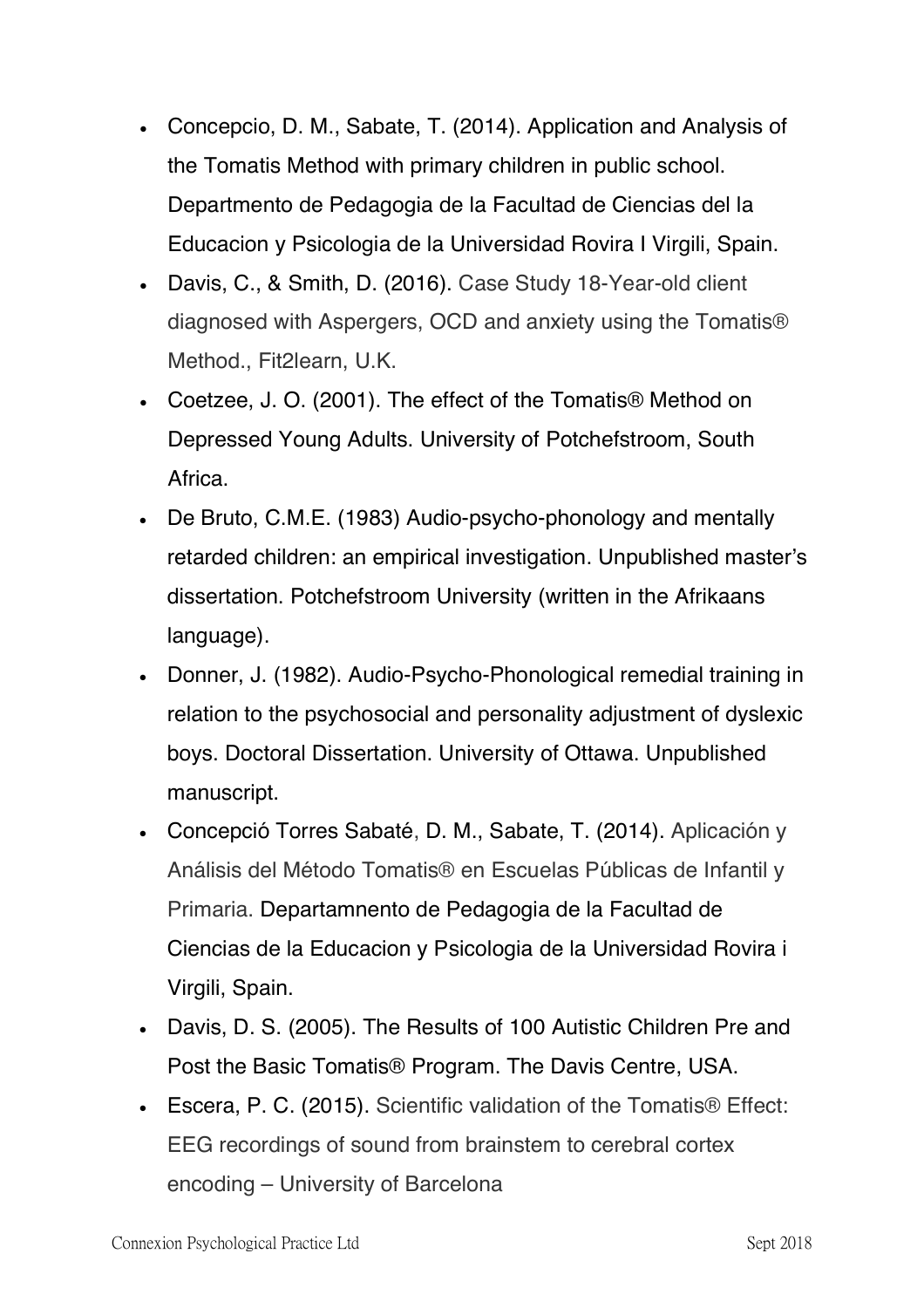- Concepcio, D. M., Sabate, T. (2014). Application and Analysis of the Tomatis Method with primary children in public school. Departmento de Pedagogia de la Facultad de Ciencias del la Educacion y Psicologia de la Universidad Rovira I Virgili, Spain.
- Davis, C., & Smith, D. (2016). Case Study 18-Year-old client diagnosed with Aspergers, OCD and anxiety using the Tomatis® Method., Fit2learn, U.K.
- Coetzee, J. O. (2001). The effect of the Tomatis® Method on Depressed Young Adults. University of Potchefstroom, South Africa.
- De Bruto, C.M.E. (1983) Audio-psycho-phonology and mentally retarded children: an empirical investigation. Unpublished master's dissertation. Potchefstroom University (written in the Afrikaans language).
- Donner, J. (1982). Audio-Psycho-Phonological remedial training in relation to the psychosocial and personality adjustment of dyslexic boys. Doctoral Dissertation. University of Ottawa. Unpublished manuscript.
- Concepció Torres Sabaté, D. M., Sabate, T. (2014). Aplicación y Análisis del Método Tomatis® en Escuelas Públicas de Infantil y Primaria. Departamnento de Pedagogia de la Facultad de Ciencias de la Educacion y Psicologia de la Universidad Rovira i Virgili, Spain.
- Davis, D. S. (2005). The Results of 100 Autistic Children Pre and Post the Basic Tomatis® Program. The Davis Centre, USA.
- Escera, P. C. (2015). Scientific validation of the Tomatis® Effect: EEG recordings of sound from brainstem to cerebral cortex encoding – University of Barcelona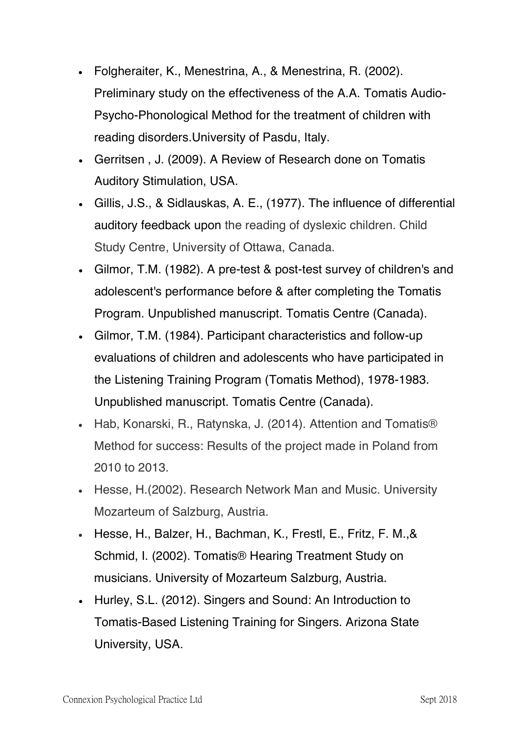- Folgheraiter, K., Menestrina, A., & Menestrina, R. (2002). Preliminary study on the effectiveness of the A.A. Tomatis Audio-Psycho-Phonological Method for the treatment of children with reading disorders.University of Pasdu, Italy.
- Gerritsen , J. (2009). A Review of Research done on Tomatis Auditory Stimulation, USA.
- Gillis, J.S., & Sidlauskas, A. E., (1977). The influence of differential auditory feedback upon the reading of dyslexic children. Child Study Centre, University of Ottawa, Canada.
- Gilmor, T.M. (1982). A pre-test & post-test survey of children's and adolescent's performance before & after completing the Tomatis Program. Unpublished manuscript. Tomatis Centre (Canada).
- Gilmor, T.M. (1984). Participant characteristics and follow-up evaluations of children and adolescents who have participated in the Listening Training Program (Tomatis Method), 1978-1983. Unpublished manuscript. Tomatis Centre (Canada).
- Hab, Konarski, R., Ratynska, J. (2014). Attention and Tomatis® Method for success: Results of the project made in Poland from 2010 to 2013.
- Hesse, H.(2002). Research Network Man and Music. University Mozarteum of Salzburg, Austria.
- Hesse, H., Balzer, H., Bachman, K., Frestl, E., Fritz, F. M.,& Schmid, I. (2002). Tomatis® Hearing Treatment Study on musicians. University of Mozarteum Salzburg, Austria.
- Hurley, S.L. (2012). Singers and Sound: An Introduction to Tomatis-Based Listening Training for Singers. Arizona State University, USA.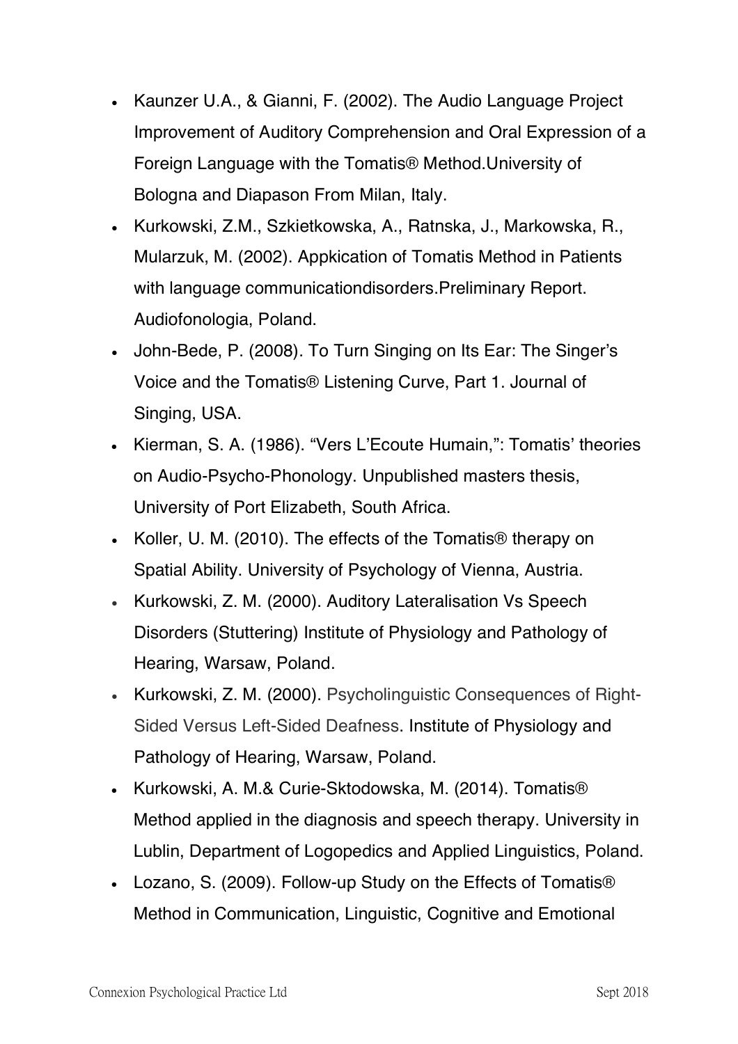- Kaunzer U.A., & Gianni, F. (2002). The Audio Language Project Improvement of Auditory Comprehension and Oral Expression of a Foreign Language with the Tomatis® Method.University of Bologna and Diapason From Milan, Italy.
- Kurkowski, Z.M., Szkietkowska, A., Ratnska, J., Markowska, R., Mularzuk, M. (2002). Appkication of Tomatis Method in Patients with language communicationdisorders.Preliminary Report. Audiofonologia, Poland.
- John-Bede, P. (2008). To Turn Singing on Its Ear: The Singer's Voice and the Tomatis® Listening Curve, Part 1. Journal of Singing, USA.
- Kierman, S. A. (1986). "Vers L'Ecoute Humain,": Tomatis' theories on Audio-Psycho-Phonology. Unpublished masters thesis, University of Port Elizabeth, South Africa.
- Koller, U. M. (2010). The effects of the Tomatis® therapy on Spatial Ability. University of Psychology of Vienna, Austria.
- Kurkowski, Z. M. (2000). Auditory Lateralisation Vs Speech Disorders (Stuttering) Institute of Physiology and Pathology of Hearing, Warsaw, Poland.
- Kurkowski, Z. M. (2000). Psycholinguistic Consequences of Right-Sided Versus Left-Sided Deafness. Institute of Physiology and Pathology of Hearing, Warsaw, Poland.
- Kurkowski, A. M.& Curie-Sktodowska, M. (2014). Tomatis® Method applied in the diagnosis and speech therapy. University in Lublin, Department of Logopedics and Applied Linguistics, Poland.
- Lozano, S. (2009). Follow-up Study on the Effects of Tomatis® Method in Communication, Linguistic, Cognitive and Emotional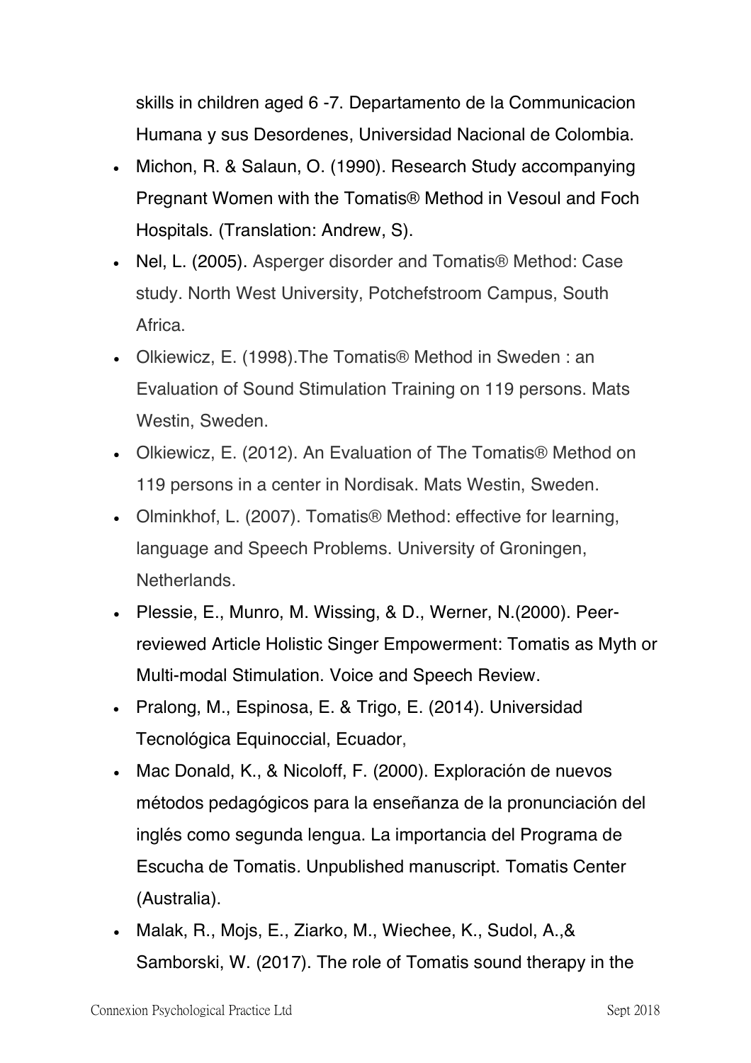skills in children aged 6 -7. Departamento de la Communicacion Humana y sus Desordenes, Universidad Nacional de Colombia.

- Michon, R. & Salaun, O. (1990). Research Study accompanying Pregnant Women with the Tomatis® Method in Vesoul and Foch Hospitals. (Translation: Andrew, S).
- Nel, L. (2005). Asperger disorder and Tomatis® Method: Case study. North West University, Potchefstroom Campus, South Africa.
- Olkiewicz, E. (1998).The Tomatis® Method in Sweden : an Evaluation of Sound Stimulation Training on 119 persons. Mats Westin, Sweden.
- Olkiewicz, E. (2012). An Evaluation of The Tomatis® Method on 119 persons in a center in Nordisak. Mats Westin, Sweden.
- Olminkhof, L. (2007). Tomatis® Method: effective for learning, language and Speech Problems. University of Groningen, Netherlands.
- Plessie, E., Munro, M. Wissing, & D., Werner, N.(2000). Peer-reviewed Article Holistic Singer Empowerment: Tomatis as Myth or Multi-modal Stimulation. Voice and Speech Review.
- Pralong, M., Espinosa, E. & Trigo, E. (2014). Universidad Tecnológica Equinoccial, Ecuador,
- Mac Donald, K., & Nicoloff, F. (2000). Exploración de nuevos métodos pedagógicos para la enseñanza de la pronunciación del inglés como segunda lengua. La importancia del Programa de Escucha de Tomatis. Unpublished manuscript. Tomatis Center (Australia).
- Malak, R., Mojs, E., Ziarko, M., Wiechee, K., Sudol, A.,& Samborski, W. (2017). The role of Tomatis sound therapy in the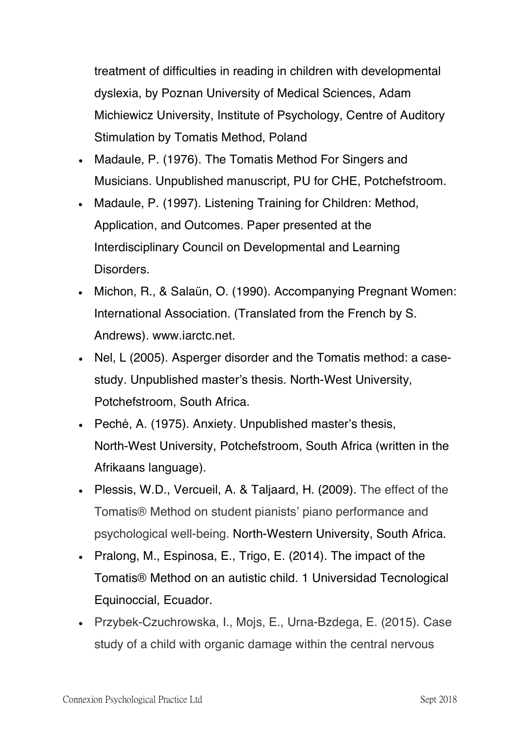treatment of difficulties in reading in children with developmental dyslexia, by Poznan University of Medical Sciences, Adam Michiewicz University, Institute of Psychology, Centre of Auditory Stimulation by Tomatis Method, Poland

- Madaule, P. (1976). The Tomatis Method For Singers and Musicians. Unpublished manuscript, PU for CHE, Potchefstroom.
- Madaule, P. (1997). Listening Training for Children: Method, Application, and Outcomes. Paper presented at the Interdisciplinary Council on Developmental and Learning Disorders.
- Michon, R., & Salaün, O. (1990). Accompanying Pregnant Women: International Association. (Translated from the French by S. Andrews). www.iarctc.net.
- Nel, L (2005). Asperger disorder and the Tomatis method: a case-study. Unpublished master's thesis. North-West University, Potchefstroom, South Africa.
- Peché, A. (1975). Anxiety. Unpublished master's thesis, North-West University, Potchefstroom, South Africa (written in the Afrikaans language).
- Plessis, W.D., Vercueil, A. & Taljaard, H. (2009). The effect of the Tomatis® Method on student pianists' piano performance and psychological well-being. North-Western University, South Africa.
- Pralong, M., Espinosa, E., Trigo, E. (2014). The impact of the Tomatis® Method on an autistic child. 1 Universidad Tecnological Equinoccial, Ecuador.
- Przybek-Czuchrowska, I., Mojs, E., Urna-Bzdega, E. (2015). Case study of a child with organic damage within the central nervous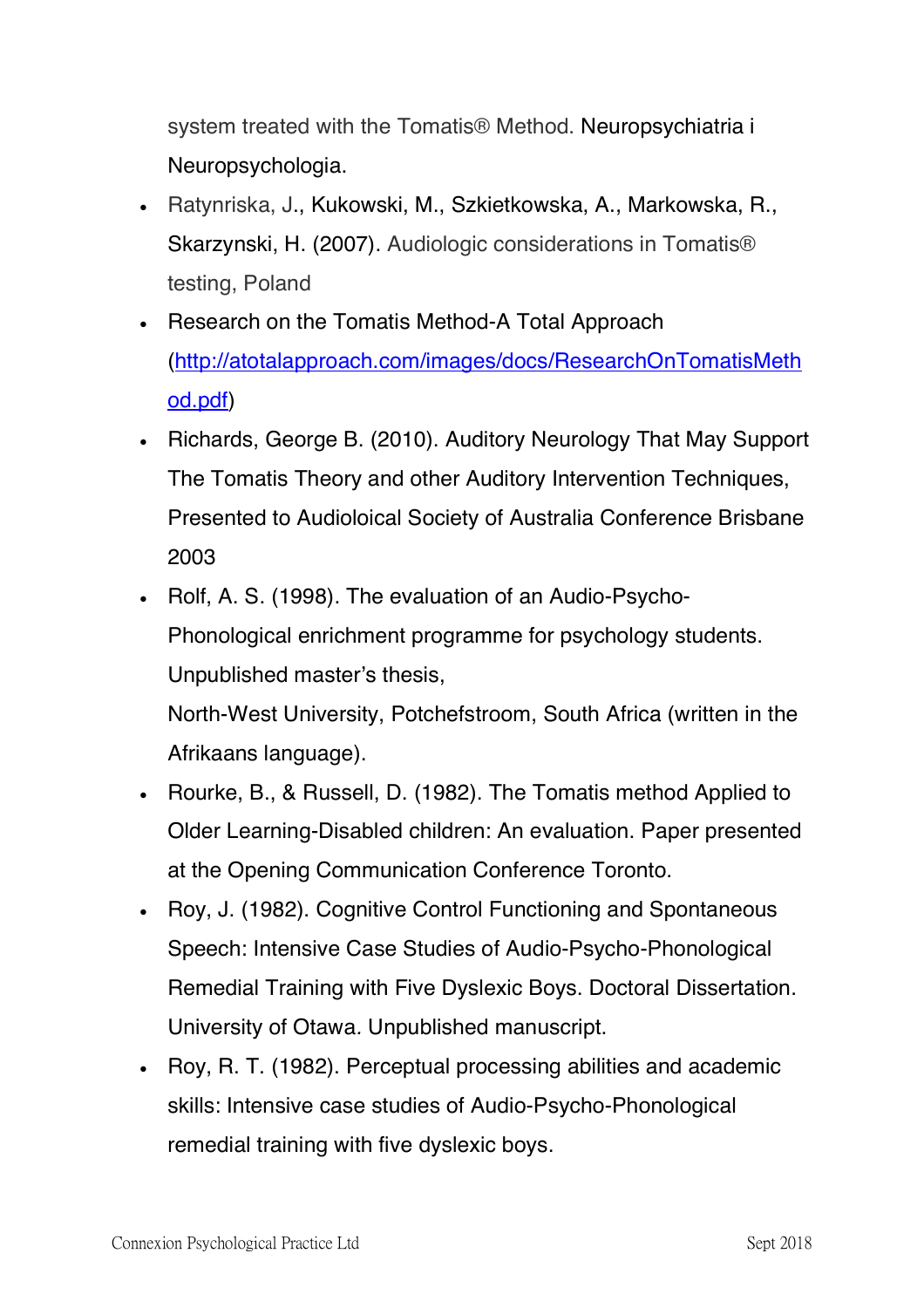system treated with the Tomatis® Method. Neuropsychiatria i Neuropsychologia.

- Ratynriska, J., Kukowski, M., Szkietkowska, A., Markowska, R., Skarzynski, H. (2007). Audiologic considerations in Tomatis® testing, Poland
- Research on the Tomatis Method-A Total Approach (http://atotalapproach.com/images/docs/ResearchOnTomatisMethod.pdf)
- Richards, George B. (2010). Auditory Neurology That May Support The Tomatis Theory and other Auditory Intervention Techniques, Presented to Audioloical Society of Australia Conference Brisbane 2003
- Rolf, A. S. (1998). The evaluation of an Audio-Psycho-Phonological enrichment programme for psychology students. Unpublished master's thesis, North-West University, Potchefstroom, South Africa (written in the Afrikaans language).
- Rourke, B., & Russell, D. (1982). The Tomatis method Applied to Older Learning-Disabled children: An evaluation. Paper presented at the Opening Communication Conference Toronto.
- Roy, J. (1982). Cognitive Control Functioning and Spontaneous Speech: Intensive Case Studies of Audio-Psycho-Phonological Remedial Training with Five Dyslexic Boys. Doctoral Dissertation. University of Otawa. Unpublished manuscript.
- Roy, R. T. (1982). Perceptual processing abilities and academic skills: Intensive case studies of Audio-Psycho-Phonological remedial training with five dyslexic boys.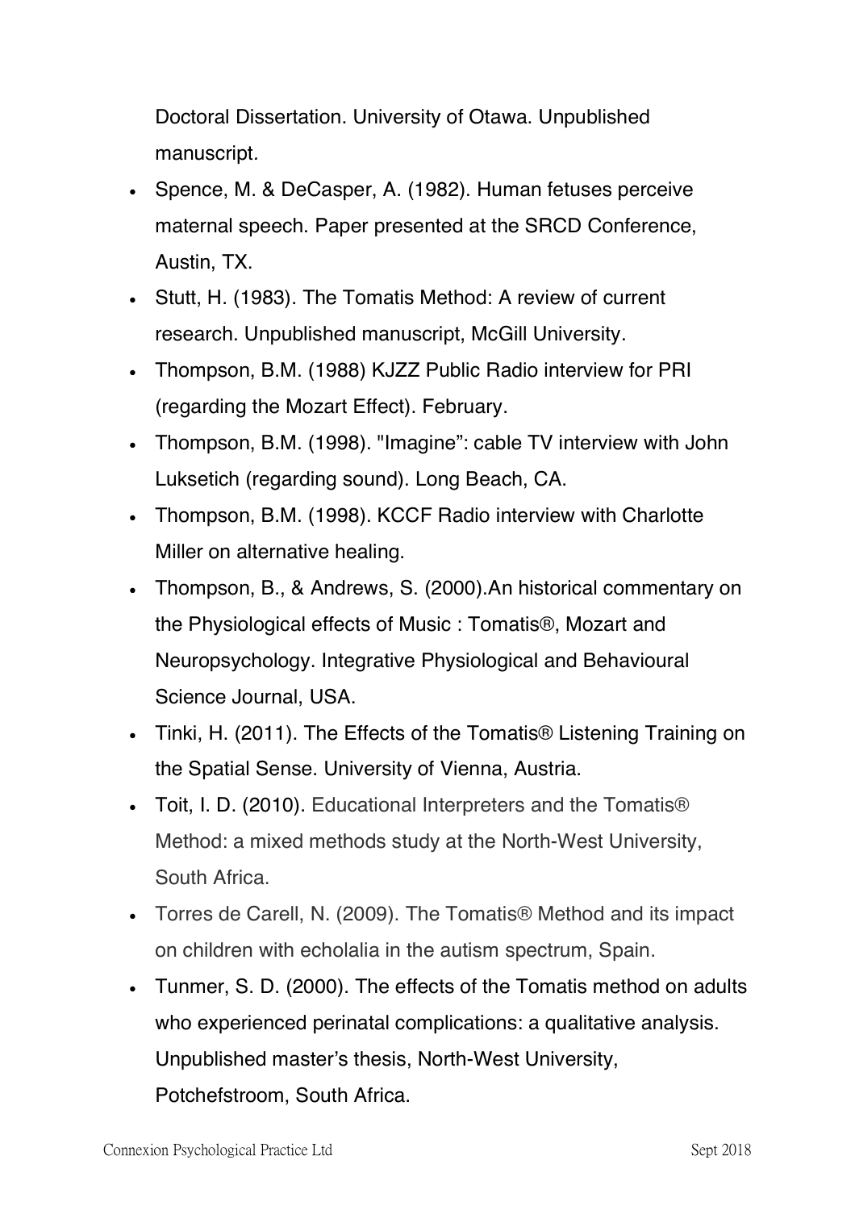Doctoral Dissertation. University of Otawa. Unpublished manuscript.

- Spence, M. & DeCasper, A. (1982). Human fetuses perceive maternal speech. Paper presented at the SRCD Conference, Austin, TX.
- Stutt, H. (1983). The Tomatis Method: A review of current research. Unpublished manuscript, McGill University.
- Thompson, B.M. (1988) KJZZ Public Radio interview for PRI (regarding the Mozart Effect). February.
- Thompson, B.M. (1998). "Imagine": cable TV interview with John Luksetich (regarding sound). Long Beach, CA.
- Thompson, B.M. (1998). KCCF Radio interview with Charlotte Miller on alternative healing.
- Thompson, B., & Andrews, S. (2000).An historical commentary on the Physiological effects of Music : Tomatis®, Mozart and Neuropsychology. Integrative Physiological and Behavioural Science Journal, USA.
- Tinki, H. (2011). The Effects of the Tomatis® Listening Training on the Spatial Sense. University of Vienna, Austria.
- Toit, I. D. (2010). Educational Interpreters and the Tomatis® Method: a mixed methods study at the North-West University, South Africa.
- Torres de Carell, N. (2009). The Tomatis® Method and its impact on children with echolalia in the autism spectrum, Spain.
- Tunmer, S. D. (2000). The effects of the Tomatis method on adults who experienced perinatal complications: a qualitative analysis. Unpublished master's thesis, North-West University, Potchefstroom, South Africa.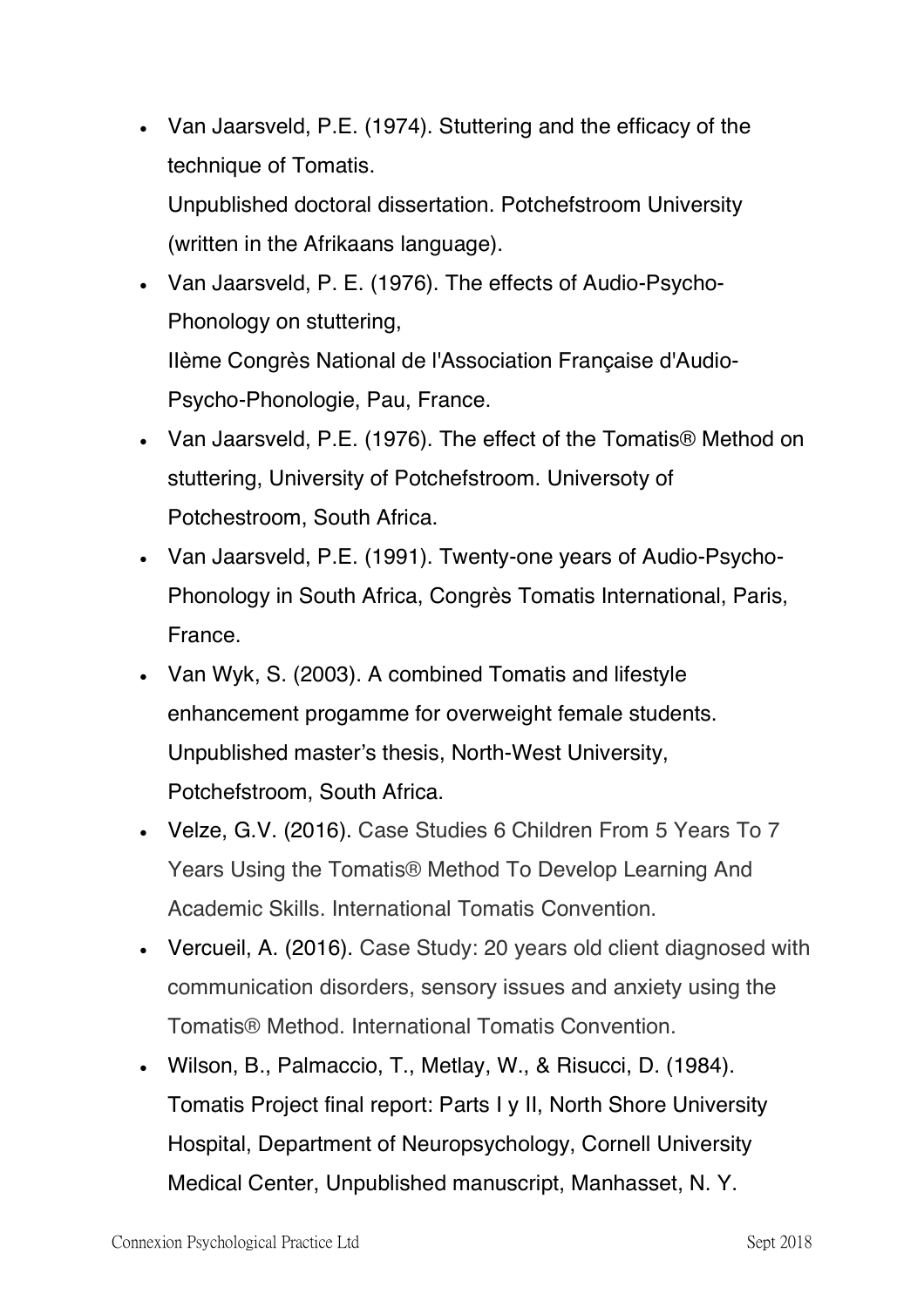- Van Jaarsveld, P.E. (1974). Stuttering and the efficacy of the technique of Tomatis.
  Unpublished doctoral dissertation. Potchefstroom University (written in the Afrikaans language).
- Van Jaarsveld, P. E. (1976). The effects of Audio-Psycho-Phonology on stuttering,
  IIème Congrès National de l'Association Française d'Audio-Psycho-Phonologie, Pau, France.
- Van Jaarsveld, P.E. (1976). The effect of the Tomatis® Method on stuttering, University of Potchefstroom. Universoty of Potchestroom, South Africa.
- Van Jaarsveld, P.E. (1991). Twenty-one years of Audio-Psycho-Phonology in South Africa, Congrès Tomatis International, Paris, France.
- Van Wyk, S. (2003). A combined Tomatis and lifestyle enhancement progamme for overweight female students. Unpublished master's thesis, North-West University, Potchefstroom, South Africa.
- Velze, G.V. (2016). Case Studies 6 Children From 5 Years To 7 Years Using the Tomatis® Method To Develop Learning And Academic Skills. International Tomatis Convention.
- Vercueil, A. (2016). Case Study: 20 years old client diagnosed with communication disorders, sensory issues and anxiety using the Tomatis® Method. International Tomatis Convention.
- Wilson, B., Palmaccio, T., Metlay, W., & Risucci, D. (1984). Tomatis Project final report: Parts I y II, North Shore University Hospital, Department of Neuropsychology, Cornell University Medical Center, Unpublished manuscript, Manhasset, N. Y.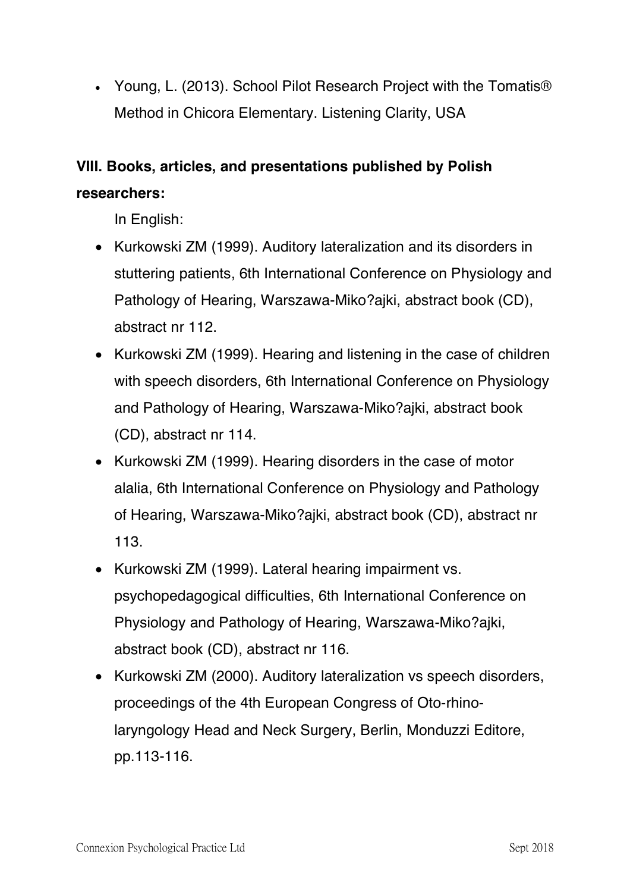- Young, L. (2013). School Pilot Research Project with the Tomatis® Method in Chicora Elementary. Listening Clarity, USA

**VIII. Books, articles, and presentations published by Polish researchers:**

In English:

- Kurkowski ZM (1999). Auditory lateralization and its disorders in stuttering patients, 6th International Conference on Physiology and Pathology of Hearing, Warszawa-Miko?ajki, abstract book (CD), abstract nr 112.
- Kurkowski ZM (1999). Hearing and listening in the case of children with speech disorders, 6th International Conference on Physiology and Pathology of Hearing, Warszawa-Miko?ajki, abstract book (CD), abstract nr 114.
- Kurkowski ZM (1999). Hearing disorders in the case of motor alalia, 6th International Conference on Physiology and Pathology of Hearing, Warszawa-Miko?ajki, abstract book (CD), abstract nr 113.
- Kurkowski ZM (1999). Lateral hearing impairment vs. psychopedagogical difficulties, 6th International Conference on Physiology and Pathology of Hearing, Warszawa-Miko?ajki, abstract book (CD), abstract nr 116.
- Kurkowski ZM (2000). Auditory lateralization vs speech disorders, proceedings of the 4th European Congress of Oto-rhino-laryngology Head and Neck Surgery, Berlin, Monduzzi Editore, pp.113-116.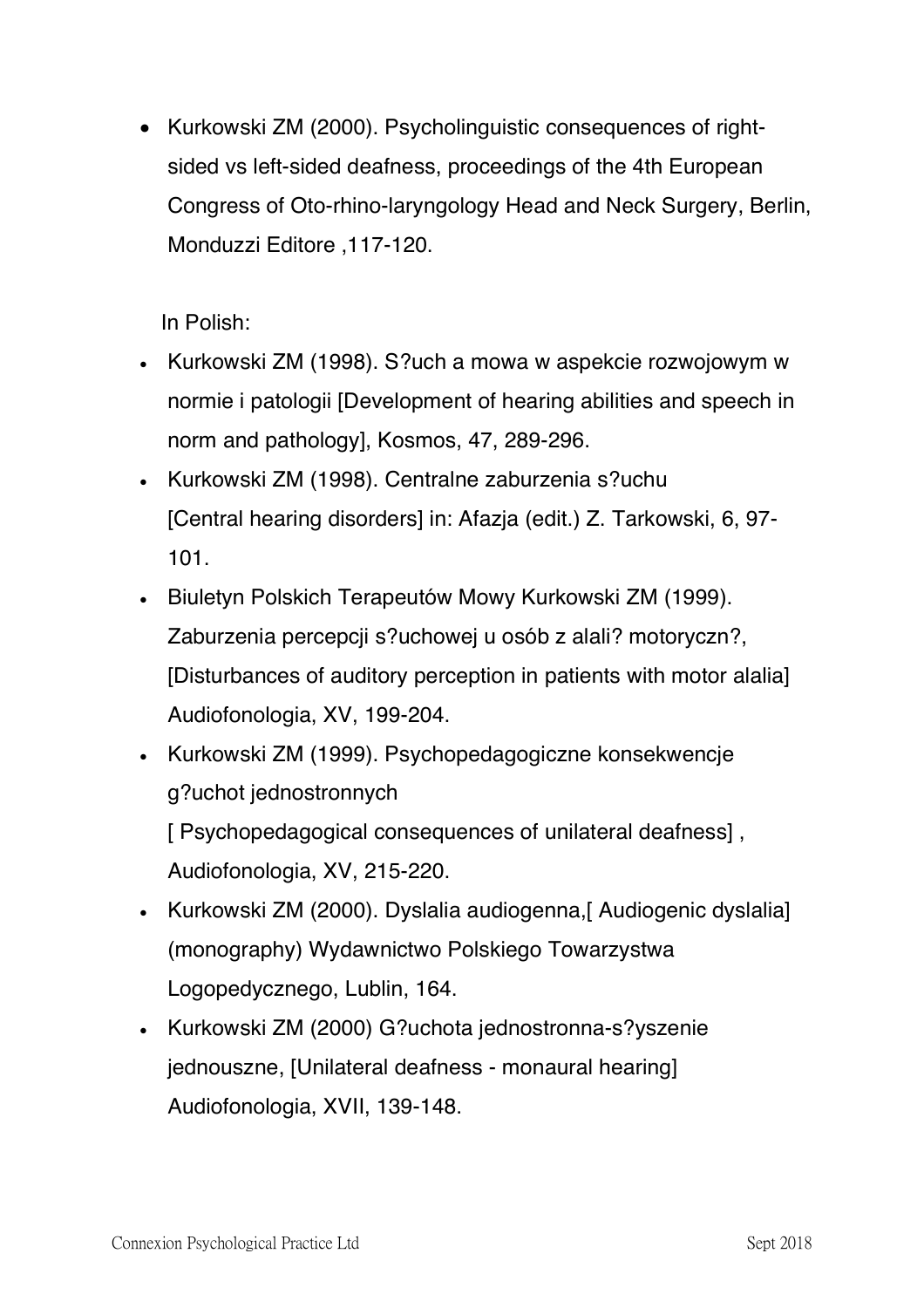- Kurkowski ZM (2000). Psycholinguistic consequences of right-sided vs left-sided deafness, proceedings of the 4th European Congress of Oto-rhino-laryngology Head and Neck Surgery, Berlin, Monduzzi Editore ,117-120.

In Polish:

- Kurkowski ZM (1998). S?uch a mowa w aspekcie rozwojowym w normie i patologii [Development of hearing abilities and speech in norm and pathology], Kosmos, 47, 289-296.
- Kurkowski ZM (1998). Centralne zaburzenia s?uchu [Central hearing disorders] in: Afazja (edit.) Z. Tarkowski, 6, 97-101.
- Biuletyn Polskich Terapeutów Mowy Kurkowski ZM (1999). Zaburzenia percepcji s?uchowej u osób z alali? motoryczn?, [Disturbances of auditory perception in patients with motor alalia] Audiofonologia, XV, 199-204.
- Kurkowski ZM (1999). Psychopedagogiczne konsekwencje g?uchot jednostronnych [ Psychopedagogical consequences of unilateral deafness] , Audiofonologia, XV, 215-220.
- Kurkowski ZM (2000). Dyslalia audiogenna,[ Audiogenic dyslalia] (monography) Wydawnictwo Polskiego Towarzystwa Logopedycznego, Lublin, 164.
- Kurkowski ZM (2000) G?uchota jednostronna-s?yszenie jednouszne, [Unilateral deafness - monaural hearing] Audiofonologia, XVII, 139-148.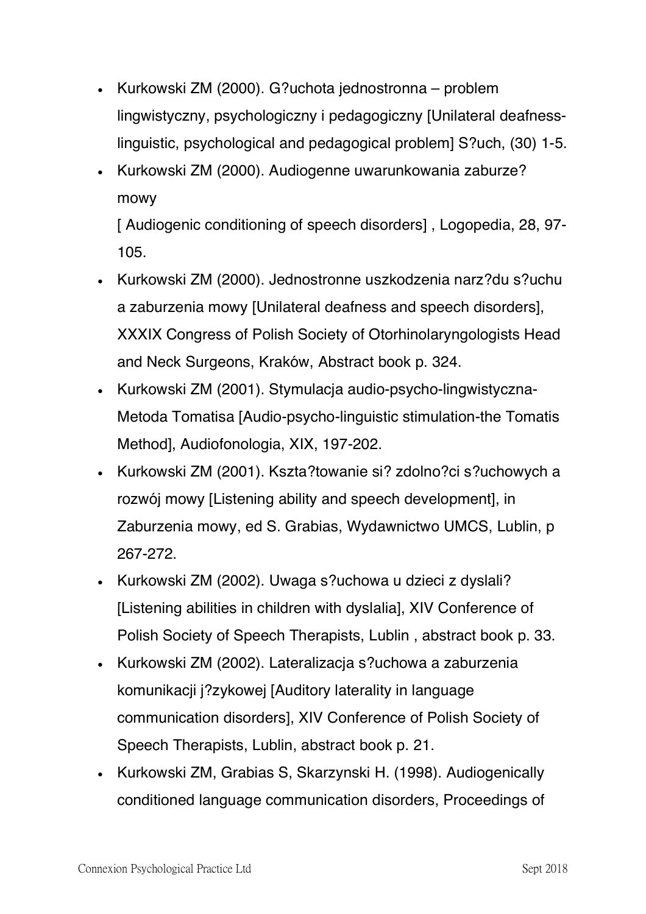- Kurkowski ZM (2000). G?uchota jednostronna – problem lingwistyczny, psychologiczny i pedagogiczny [Unilateral deafness-linguistic, psychological and pedagogical problem] S?uch, (30) 1-5.
- Kurkowski ZM (2000). Audiogenne uwarunkowania zaburze? mowy
  [ Audiogenic conditioning of speech disorders] , Logopedia, 28, 97-105.
- Kurkowski ZM (2000). Jednostronne uszkodzenia narz?du s?uchu a zaburzenia mowy [Unilateral deafness and speech disorders], XXXIX Congress of Polish Society of Otorhinolaryngologists Head and Neck Surgeons, Kraków, Abstract book p. 324.
- Kurkowski ZM (2001). Stymulacja audio-psycho-lingwistyczna-Metoda Tomatisa [Audio-psycho-linguistic stimulation-the Tomatis Method], Audiofonologia, XIX, 197-202.
- Kurkowski ZM (2001). Kszta?towanie si? zdolno?ci s?uchowych a rozwój mowy [Listening ability and speech development], in Zaburzenia mowy, ed S. Grabias, Wydawnictwo UMCS, Lublin, p 267-272.
- Kurkowski ZM (2002). Uwaga s?uchowa u dzieci z dyslali? [Listening abilities in children with dyslalia], XIV Conference of Polish Society of Speech Therapists, Lublin , abstract book p. 33.
- Kurkowski ZM (2002). Lateralizacja s?uchowa a zaburzenia komunikacji j?zykowej [Auditory laterality in language communication disorders], XIV Conference of Polish Society of Speech Therapists, Lublin, abstract book p. 21.
- Kurkowski ZM, Grabias S, Skarzynski H. (1998). Audiogenically conditioned language communication disorders, Proceedings of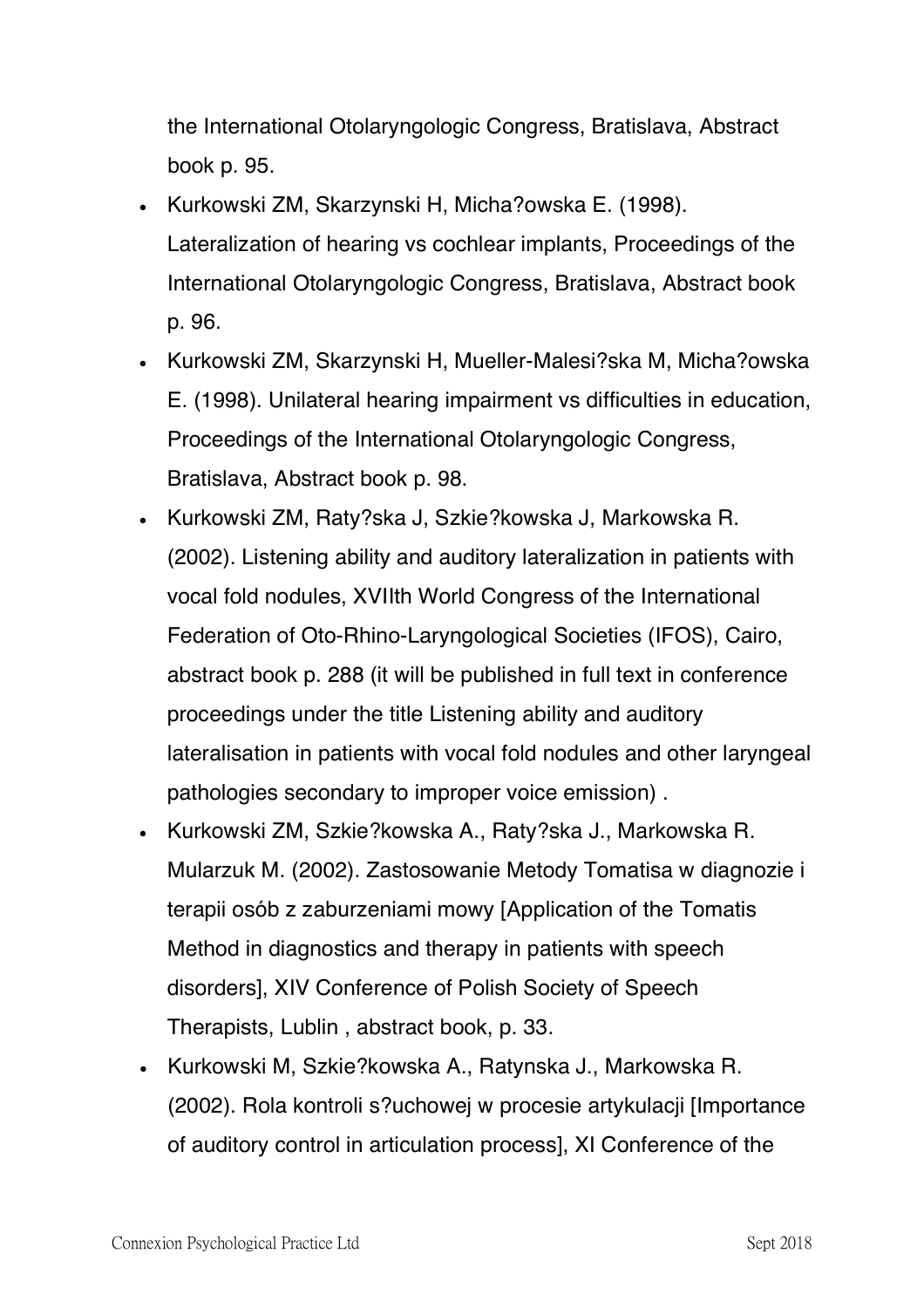the International Otolaryngologic Congress, Bratislava, Abstract book p. 95.

- Kurkowski ZM, Skarzynski H, Micha?owska E. (1998). Lateralization of hearing vs cochlear implants, Proceedings of the International Otolaryngologic Congress, Bratislava, Abstract book p. 96.
- Kurkowski ZM, Skarzynski H, Mueller-Malesi?ska M, Micha?owska E. (1998). Unilateral hearing impairment vs difficulties in education, Proceedings of the International Otolaryngologic Congress, Bratislava, Abstract book p. 98.
- Kurkowski ZM, Raty?ska J, Szkie?kowska J, Markowska R. (2002). Listening ability and auditory lateralization in patients with vocal fold nodules, XVIIth World Congress of the International Federation of Oto-Rhino-Laryngological Societies (IFOS), Cairo, abstract book p. 288 (it will be published in full text in conference proceedings under the title Listening ability and auditory lateralisation in patients with vocal fold nodules and other laryngeal pathologies secondary to improper voice emission) .
- Kurkowski ZM, Szkie?kowska A., Raty?ska J., Markowska R. Mularzuk M. (2002). Zastosowanie Metody Tomatisa w diagnozie i terapii osób z zaburzeniami mowy [Application of the Tomatis Method in diagnostics and therapy in patients with speech disorders], XIV Conference of Polish Society of Speech Therapists, Lublin , abstract book, p. 33.
- Kurkowski M, Szkie?kowska A., Ratynska J., Markowska R. (2002). Rola kontroli s?uchowej w procesie artykulacji [Importance of auditory control in articulation process], XI Conference of the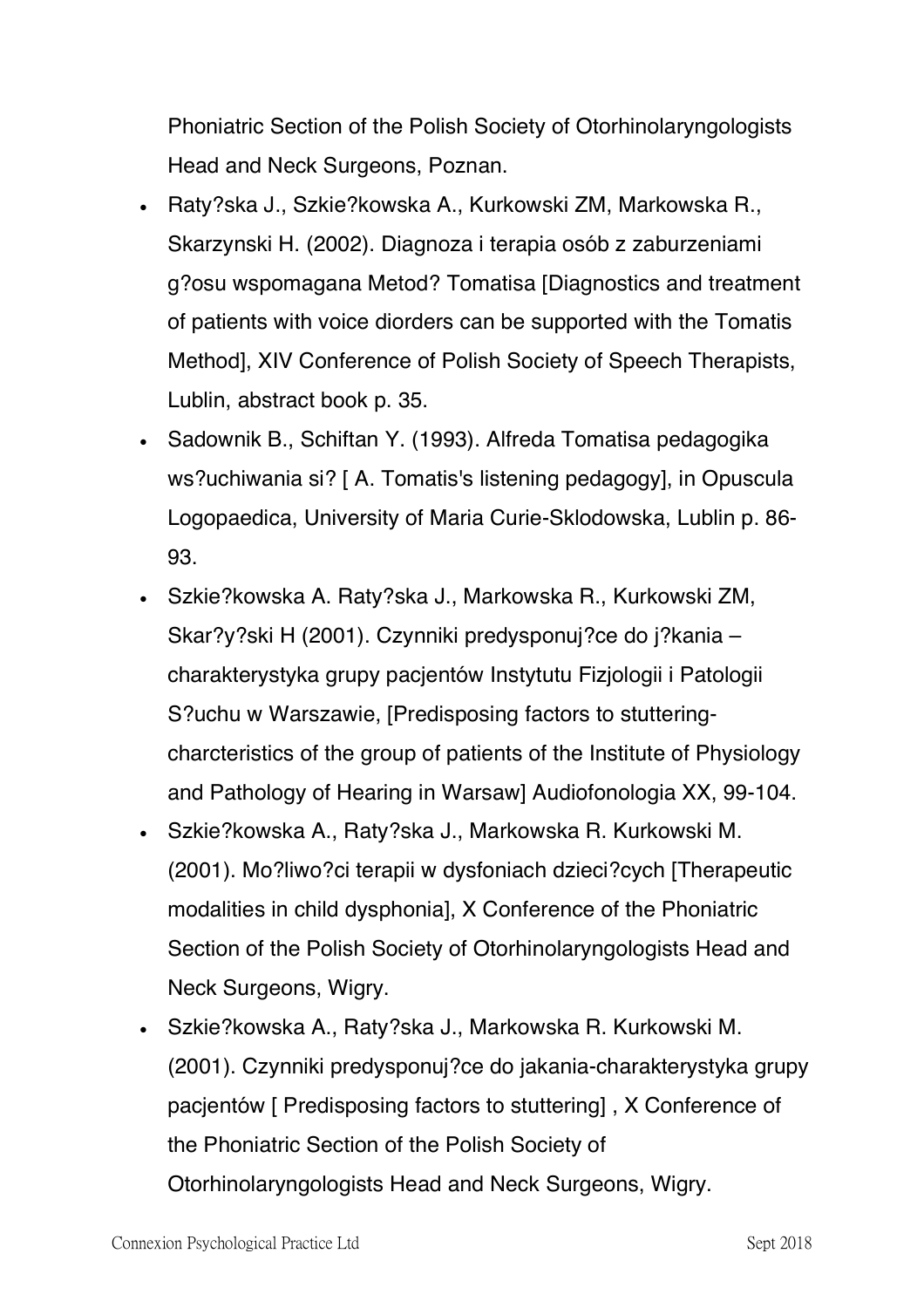Phoniatric Section of the Polish Society of Otorhinolaryngologists Head and Neck Surgeons, Poznan.

- Raty?ska J., Szkie?kowska A., Kurkowski ZM, Markowska R., Skarzynski H. (2002). Diagnoza i terapia osób z zaburzeniami g?osu wspomagana Metod? Tomatisa [Diagnostics and treatment of patients with voice diorders can be supported with the Tomatis Method], XIV Conference of Polish Society of Speech Therapists, Lublin, abstract book p. 35.
- Sadownik B., Schiftan Y. (1993). Alfreda Tomatisa pedagogika ws?uchiwania si? [ A. Tomatis's listening pedagogy], in Opuscula Logopaedica, University of Maria Curie-Sklodowska, Lublin p. 86-93.
- Szkie?kowska A. Raty?ska J., Markowska R., Kurkowski ZM, Skar?y?ski H (2001). Czynniki predysponuj?ce do j?kania – charakterystyka grupy pacjentów Instytutu Fizjologii i Patologii S?uchu w Warszawie, [Predisposing factors to stuttering-charcteristics of the group of patients of the Institute of Physiology and Pathology of Hearing in Warsaw] Audiofonologia XX, 99-104.
- Szkie?kowska A., Raty?ska J., Markowska R. Kurkowski M. (2001). Mo?liwo?ci terapii w dysfoniach dzieci?cych [Therapeutic modalities in child dysphonia], X Conference of the Phoniatric Section of the Polish Society of Otorhinolaryngologists Head and Neck Surgeons, Wigry.
- Szkie?kowska A., Raty?ska J., Markowska R. Kurkowski M. (2001). Czynniki predysponuj?ce do jakania-charakterystyka grupy pacjentów [ Predisposing factors to stuttering] , X Conference of the Phoniatric Section of the Polish Society of Otorhinolaryngologists Head and Neck Surgeons, Wigry.